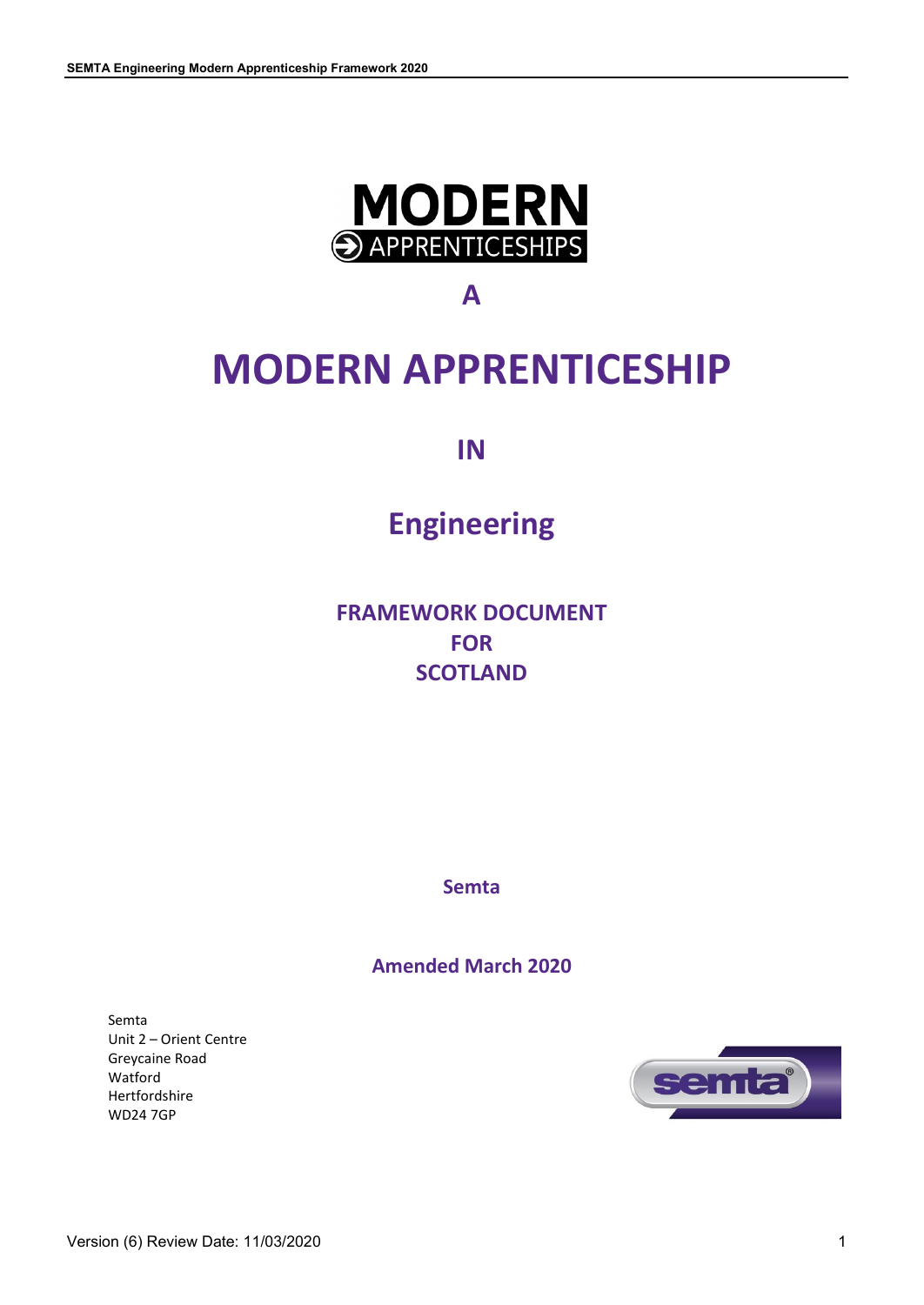MODERN
APPRENTICESHIPS

A

# MODERN APPRENTICESHIP

IN

# Engineering

## FRAMEWORK DOCUMENT FOR SCOTLAND

**Semta**

**Amended March 2020**

Semta
Unit 2 – Orient Centre
Greycaine Road
Watford
Hertfordshire
WD24 7GP

Version (6) Review Date: 11/03/2020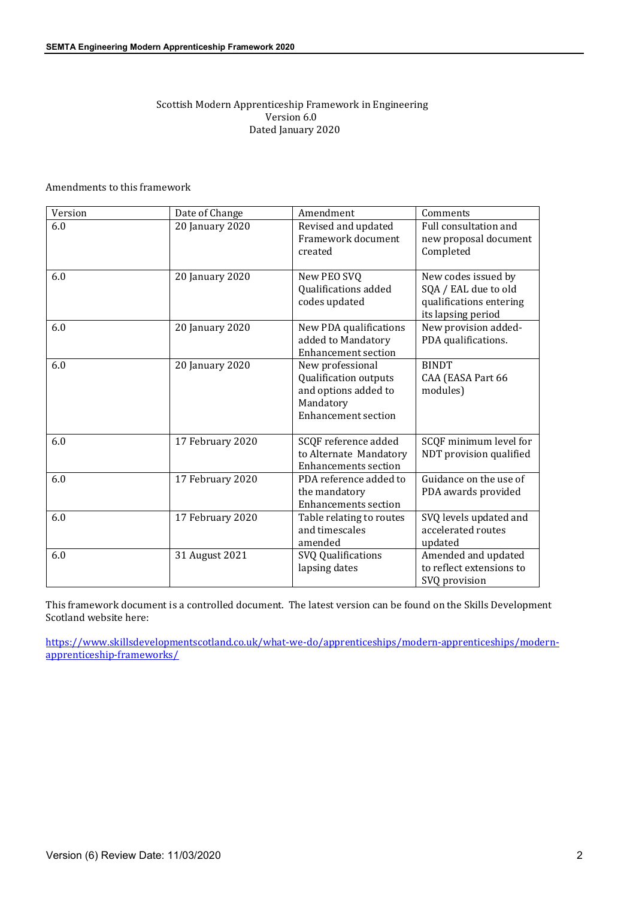Scottish Modern Apprenticeship Framework in Engineering
Version 6.0
Dated January 2020

Amendments to this framework

| Version | Date of Change | Amendment | Comments |
|---|---|---|---|
| 6.0 | 20 January 2020 | Revised and updated Framework document created | Full consultation and new proposal document Completed |
| 6.0 | 20 January 2020 | New PEO SVQ Qualifications added codes updated | New codes issued by SQA / EAL due to old qualifications entering its lapsing period |
| 6.0 | 20 January 2020 | New PDA qualifications added to Mandatory Enhancement section | New provision added- PDA qualifications. |
| 6.0 | 20 January 2020 | New professional Qualification outputs and options added to Mandatory Enhancement section | BINDT<br>CAA (EASA Part 66 modules) |
| 6.0 | 17 February 2020 | SCQF reference added to Alternate Mandatory Enhancements section | SCQF minimum level for NDT provision qualified |
| 6.0 | 17 February 2020 | PDA reference added to the mandatory Enhancements section | Guidance on the use of PDA awards provided |
| 6.0 | 17 February 2020 | Table relating to routes and timescales amended | SVQ levels updated and accelerated routes updated |
| 6.0 | 31 August 2021 | SVQ Qualifications lapsing dates | Amended and updated to reflect extensions to SVQ provision |

This framework document is a controlled document. The latest version can be found on the Skills Development Scotland website here:

https://www.skillsdevelopmentscotland.co.uk/what-we-do/apprenticeships/modern-apprenticeships/modern-apprenticeship-frameworks/

Version (6) Review Date: 11/03/2020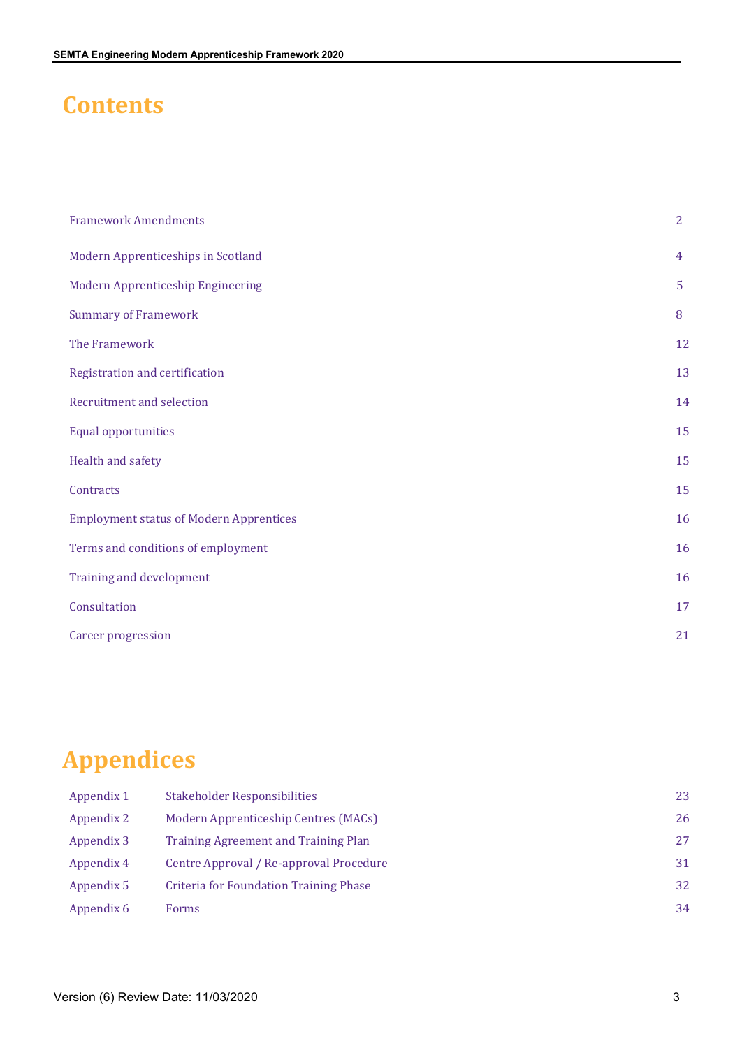# Contents

| | |
|---|---|
| Framework Amendments | 2 |
| Modern Apprenticeships in Scotland | 4 |
| Modern Apprenticeship Engineering | 5 |
| Summary of Framework | 8 |
| The Framework | 12 |
| Registration and certification | 13 |
| Recruitment and selection | 14 |
| Equal opportunities | 15 |
| Health and safety | 15 |
| Contracts | 15 |
| Employment status of Modern Apprentices | 16 |
| Terms and conditions of employment | 16 |
| Training and development | 16 |
| Consultation | 17 |
| Career progression | 21 |

# Appendices

| | | |
|---|---|---|
| Appendix 1 | Stakeholder Responsibilities | 23 |
| Appendix 2 | Modern Apprenticeship Centres (MACs) | 26 |
| Appendix 3 | Training Agreement and Training Plan | 27 |
| Appendix 4 | Centre Approval / Re-approval Procedure | 31 |
| Appendix 5 | Criteria for Foundation Training Phase | 32 |
| Appendix 6 | Forms | 34 |

Version (6) Review Date: 11/03/2020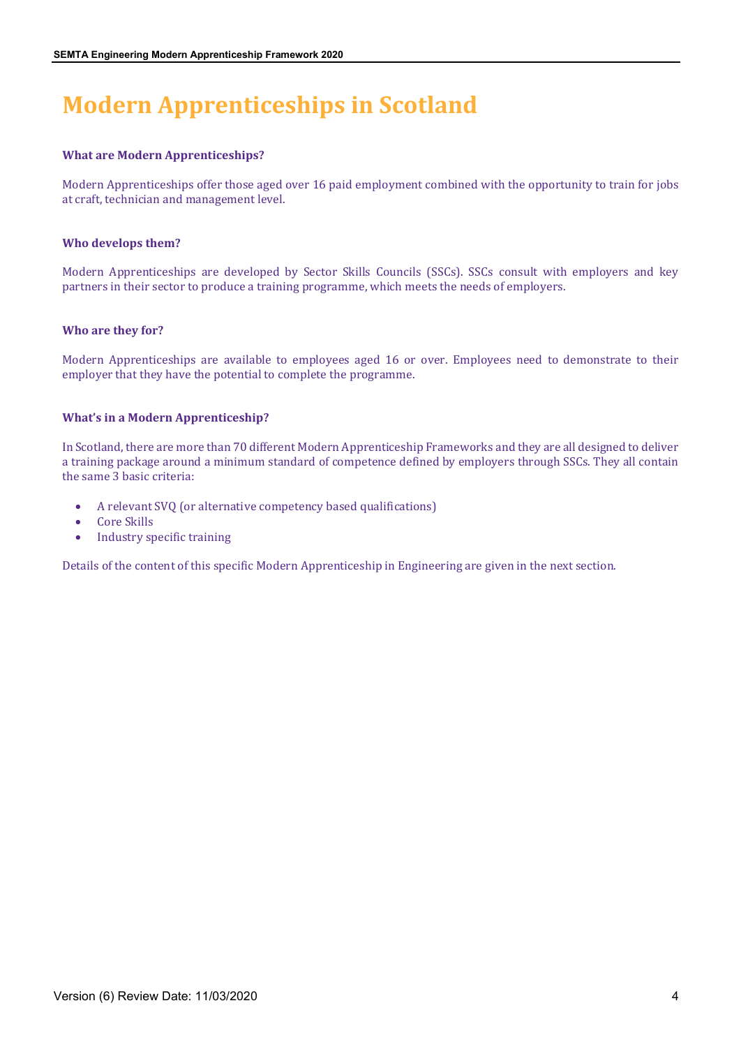# Modern Apprenticeships in Scotland

### What are Modern Apprenticeships?

Modern Apprenticeships offer those aged over 16 paid employment combined with the opportunity to train for jobs at craft, technician and management level.

### Who develops them?

Modern Apprenticeships are developed by Sector Skills Councils (SSCs). SSCs consult with employers and key partners in their sector to produce a training programme, which meets the needs of employers.

### Who are they for?

Modern Apprenticeships are available to employees aged 16 or over. Employees need to demonstrate to their employer that they have the potential to complete the programme.

### What's in a Modern Apprenticeship?

In Scotland, there are more than 70 different Modern Apprenticeship Frameworks and they are all designed to deliver a training package around a minimum standard of competence defined by employers through SSCs. They all contain the same 3 basic criteria:

- A relevant SVQ (or alternative competency based qualifications)
- Core Skills
- Industry specific training

Details of the content of this specific Modern Apprenticeship in Engineering are given in the next section.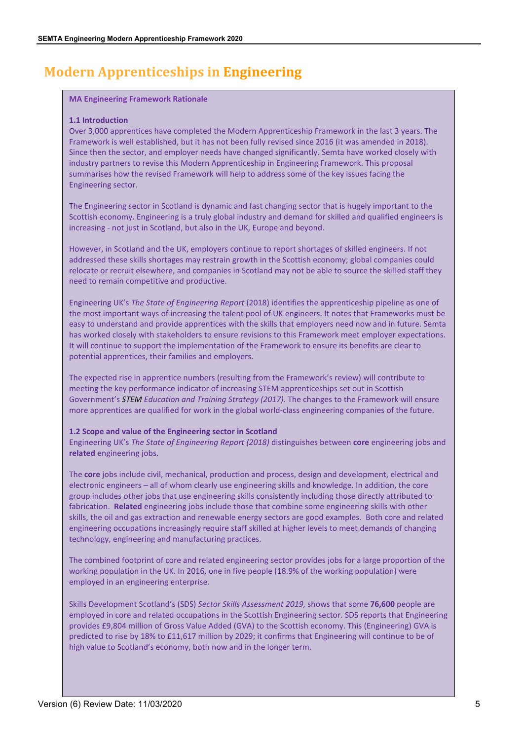# Modern Apprenticeships in Engineering

**MA Engineering Framework Rationale**

**1.1 Introduction**

Over 3,000 apprentices have completed the Modern Apprenticeship Framework in the last 3 years. The Framework is well established, but it has not been fully revised since 2016 (it was amended in 2018). Since then the sector, and employer needs have changed significantly. Semta have worked closely with industry partners to revise this Modern Apprenticeship in Engineering Framework. This proposal summarises how the revised Framework will help to address some of the key issues facing the Engineering sector.

The Engineering sector in Scotland is dynamic and fast changing sector that is hugely important to the Scottish economy. Engineering is a truly global industry and demand for skilled and qualified engineers is increasing - not just in Scotland, but also in the UK, Europe and beyond.

However, in Scotland and the UK, employers continue to report shortages of skilled engineers. If not addressed these skills shortages may restrain growth in the Scottish economy; global companies could relocate or recruit elsewhere, and companies in Scotland may not be able to source the skilled staff they need to remain competitive and productive.

Engineering UK's *The State of Engineering Report* (2018) identifies the apprenticeship pipeline as one of the most important ways of increasing the talent pool of UK engineers. It notes that Frameworks must be easy to understand and provide apprentices with the skills that employers need now and in future. Semta has worked closely with stakeholders to ensure revisions to this Framework meet employer expectations. It will continue to support the implementation of the Framework to ensure its benefits are clear to potential apprentices, their families and employers.

The expected rise in apprentice numbers (resulting from the Framework's review) will contribute to meeting the key performance indicator of increasing STEM apprenticeships set out in Scottish Government's *STEM Education and Training Strategy (2017).* The changes to the Framework will ensure more apprentices are qualified for work in the global world-class engineering companies of the future.

**1.2 Scope and value of the Engineering sector in Scotland**

Engineering UK's *The State of Engineering Report (2018)* distinguishes between **core** engineering jobs and **related** engineering jobs.

The **core** jobs include civil, mechanical, production and process, design and development, electrical and electronic engineers – all of whom clearly use engineering skills and knowledge. In addition, the core group includes other jobs that use engineering skills consistently including those directly attributed to fabrication. **Related** engineering jobs include those that combine some engineering skills with other skills, the oil and gas extraction and renewable energy sectors are good examples. Both core and related engineering occupations increasingly require staff skilled at higher levels to meet demands of changing technology, engineering and manufacturing practices.

The combined footprint of core and related engineering sector provides jobs for a large proportion of the working population in the UK. In 2016, one in five people (18.9% of the working population) were employed in an engineering enterprise.

Skills Development Scotland's (SDS) *Sector Skills Assessment 2019,* shows that some **76,600** people are employed in core and related occupations in the Scottish Engineering sector. SDS reports that Engineering provides £9,804 million of Gross Value Added (GVA) to the Scottish economy. This (Engineering) GVA is predicted to rise by 18% to £11,617 million by 2029; it confirms that Engineering will continue to be of high value to Scotland's economy, both now and in the longer term.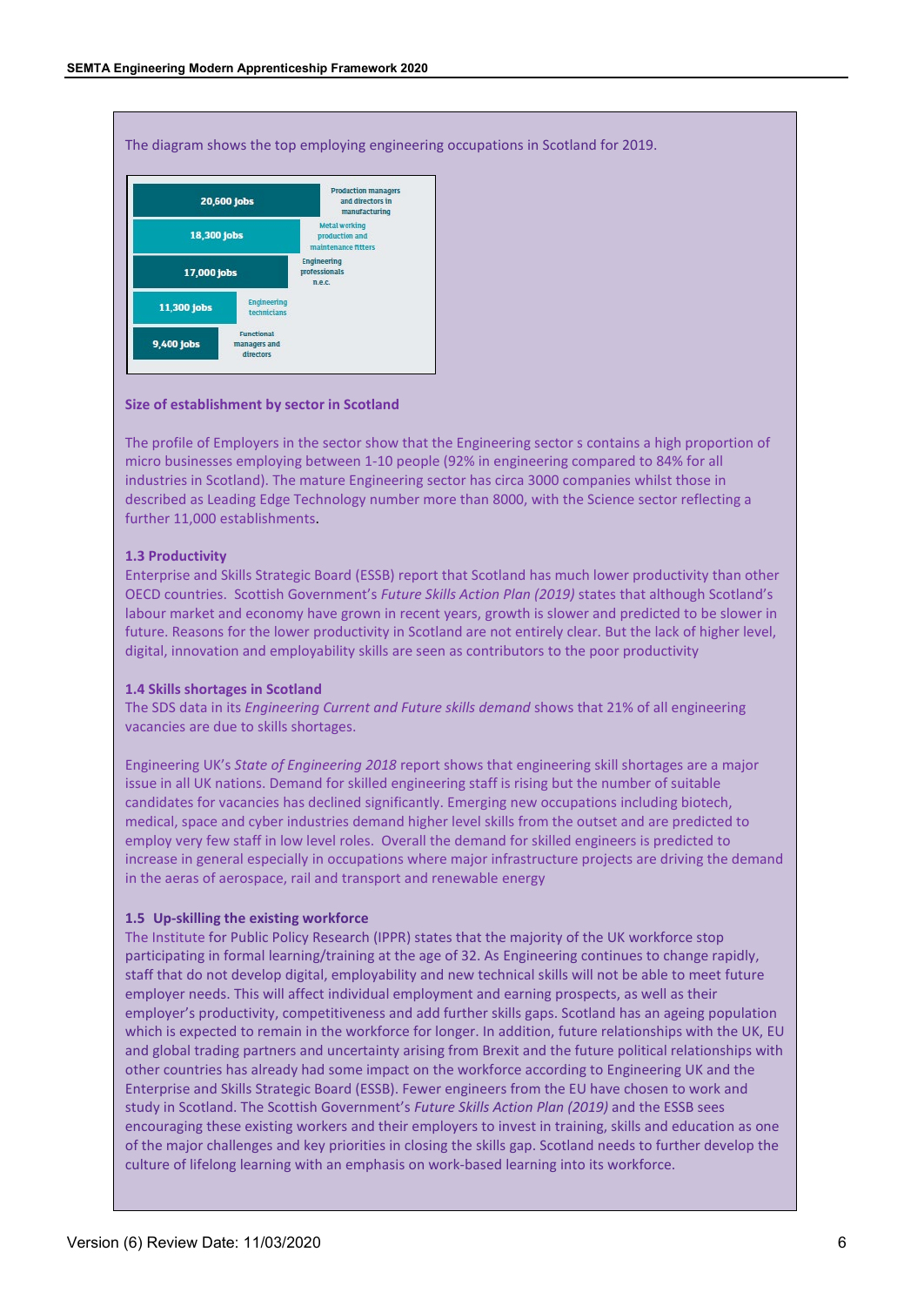The diagram shows the top employing engineering occupations in Scotland for 2019.

| Jobs | Occupation |
|---|---|
| 20,600 jobs | Production managers and directors in manufacturing |
| 18,300 jobs | Metal working production and maintenance fitters |
| 17,000 jobs | Engineering professionals n.e.c. |
| 11,300 jobs | Engineering technicians |
| 9,400 jobs | Functional managers and directors |

**Size of establishment by sector in Scotland**

The profile of Employers in the sector show that the Engineering sector s contains a high proportion of micro businesses employing between 1-10 people (92% in engineering compared to 84% for all industries in Scotland). The mature Engineering sector has circa 3000 companies whilst those in described as Leading Edge Technology number more than 8000, with the Science sector reflecting a further 11,000 establishments.

**1.3 Productivity**

Enterprise and Skills Strategic Board (ESSB) report that Scotland has much lower productivity than other OECD countries. Scottish Government's *Future Skills Action Plan (2019)* states that although Scotland's labour market and economy have grown in recent years, growth is slower and predicted to be slower in future. Reasons for the lower productivity in Scotland are not entirely clear. But the lack of higher level, digital, innovation and employability skills are seen as contributors to the poor productivity

**1.4 Skills shortages in Scotland**

The SDS data in its *Engineering Current and Future skills demand* shows that 21% of all engineering vacancies are due to skills shortages.

Engineering UK's *State of Engineering 2018* report shows that engineering skill shortages are a major issue in all UK nations. Demand for skilled engineering staff is rising but the number of suitable candidates for vacancies has declined significantly. Emerging new occupations including biotech, medical, space and cyber industries demand higher level skills from the outset and are predicted to employ very few staff in low level roles. Overall the demand for skilled engineers is predicted to increase in general especially in occupations where major infrastructure projects are driving the demand in the aeras of aerospace, rail and transport and renewable energy

**1.5 Up-skilling the existing workforce**

The Institute for Public Policy Research (IPPR) states that the majority of the UK workforce stop participating in formal learning/training at the age of 32. As Engineering continues to change rapidly, staff that do not develop digital, employability and new technical skills will not be able to meet future employer needs. This will affect individual employment and earning prospects, as well as their employer's productivity, competitiveness and add further skills gaps. Scotland has an ageing population which is expected to remain in the workforce for longer. In addition, future relationships with the UK, EU and global trading partners and uncertainty arising from Brexit and the future political relationships with other countries has already had some impact on the workforce according to Engineering UK and the Enterprise and Skills Strategic Board (ESSB). Fewer engineers from the EU have chosen to work and study in Scotland. The Scottish Government's *Future Skills Action Plan (2019)* and the ESSB sees encouraging these existing workers and their employers to invest in training, skills and education as one of the major challenges and key priorities in closing the skills gap. Scotland needs to further develop the culture of lifelong learning with an emphasis on work-based learning into its workforce.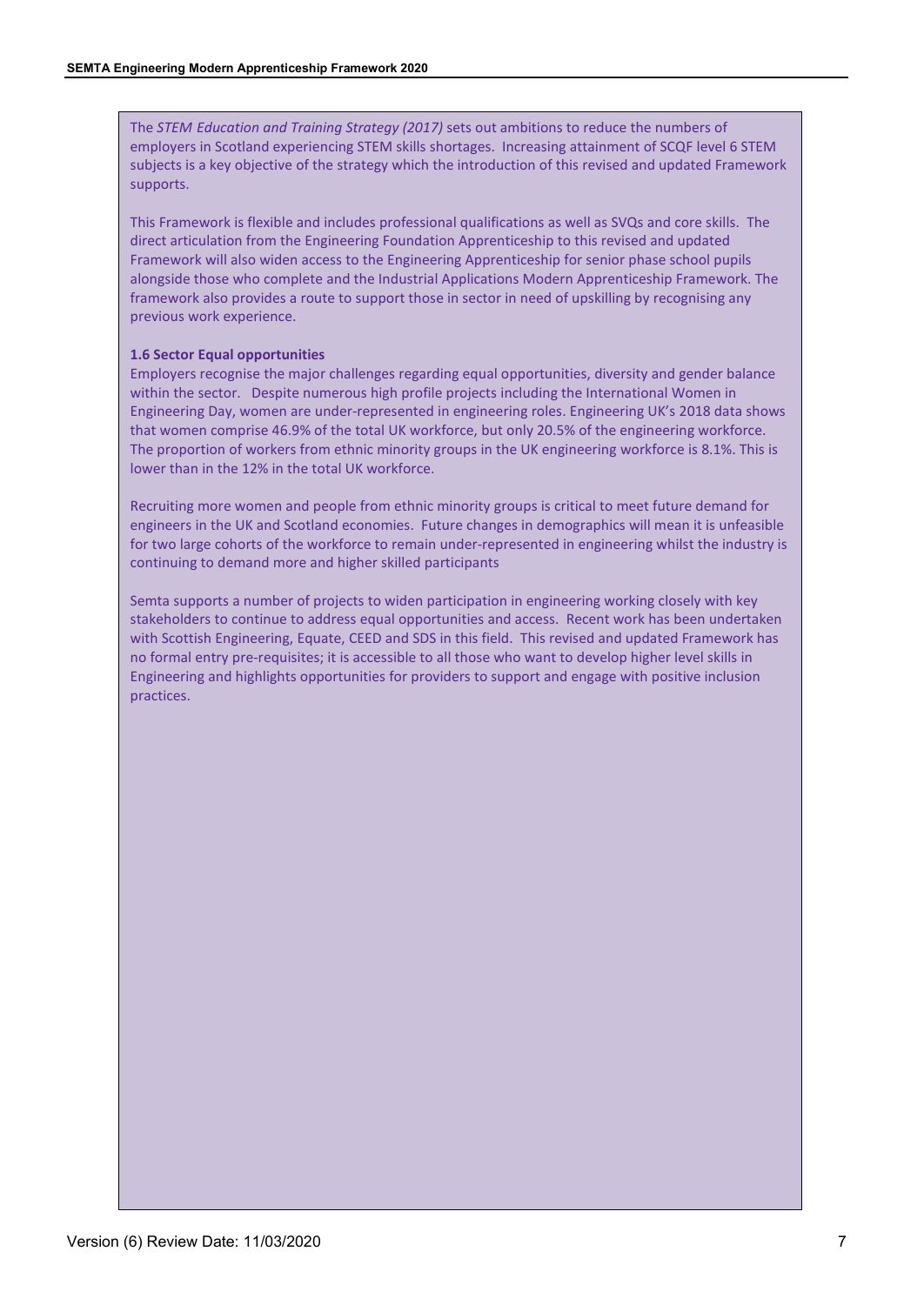The *STEM Education and Training Strategy (2017)* sets out ambitions to reduce the numbers of employers in Scotland experiencing STEM skills shortages. Increasing attainment of SCQF level 6 STEM subjects is a key objective of the strategy which the introduction of this revised and updated Framework supports.

This Framework is flexible and includes professional qualifications as well as SVQs and core skills. The direct articulation from the Engineering Foundation Apprenticeship to this revised and updated Framework will also widen access to the Engineering Apprenticeship for senior phase school pupils alongside those who complete and the Industrial Applications Modern Apprenticeship Framework. The framework also provides a route to support those in sector in need of upskilling by recognising any previous work experience.

**1.6 Sector Equal opportunities**

Employers recognise the major challenges regarding equal opportunities, diversity and gender balance within the sector. Despite numerous high profile projects including the International Women in Engineering Day, women are under-represented in engineering roles. Engineering UK's 2018 data shows that women comprise 46.9% of the total UK workforce, but only 20.5% of the engineering workforce. The proportion of workers from ethnic minority groups in the UK engineering workforce is 8.1%. This is lower than in the 12% in the total UK workforce.

Recruiting more women and people from ethnic minority groups is critical to meet future demand for engineers in the UK and Scotland economies. Future changes in demographics will mean it is unfeasible for two large cohorts of the workforce to remain under-represented in engineering whilst the industry is continuing to demand more and higher skilled participants

Semta supports a number of projects to widen participation in engineering working closely with key stakeholders to continue to address equal opportunities and access. Recent work has been undertaken with Scottish Engineering, Equate, CEED and SDS in this field. This revised and updated Framework has no formal entry pre-requisites; it is accessible to all those who want to develop higher level skills in Engineering and highlights opportunities for providers to support and engage with positive inclusion practices.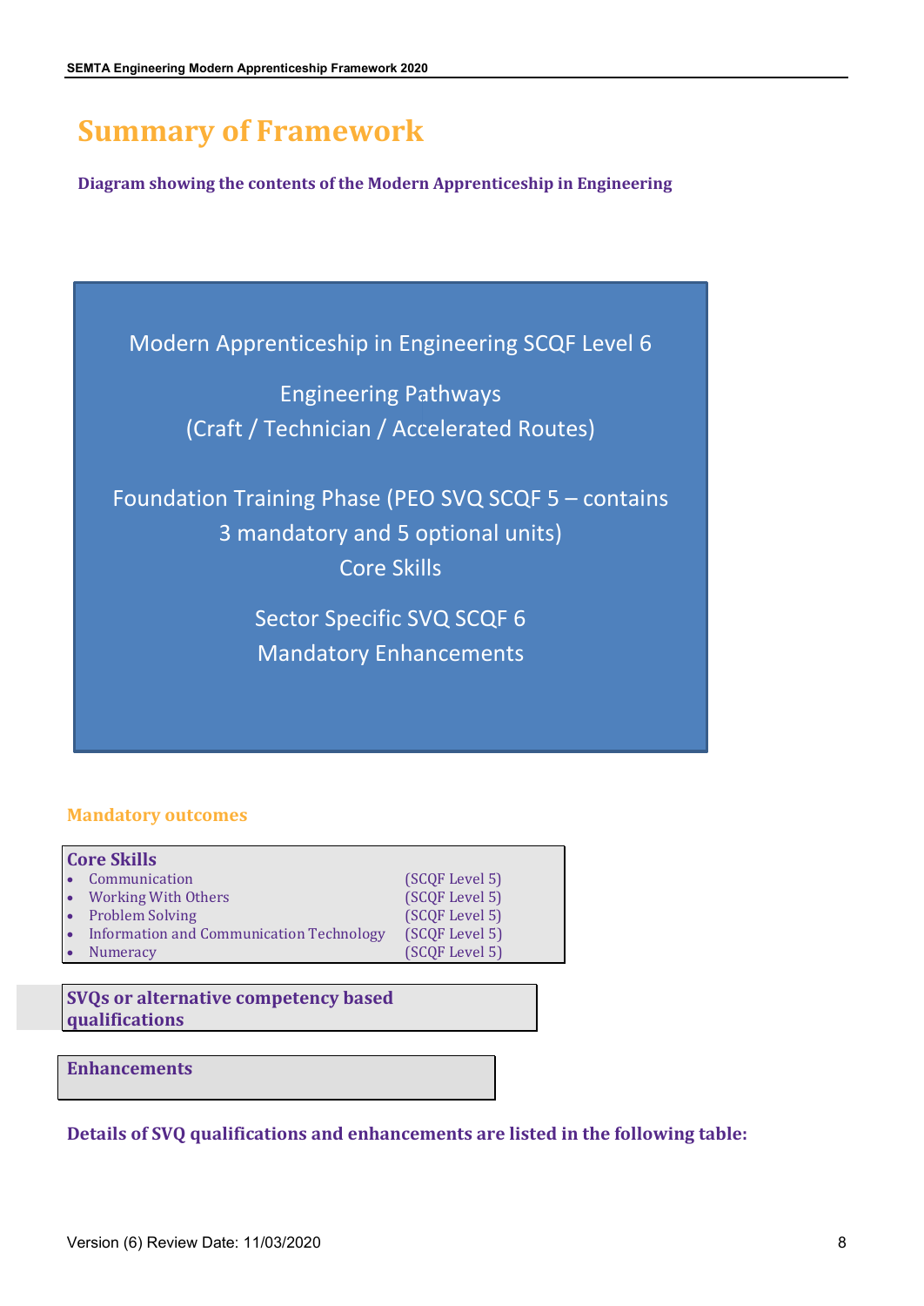# Summary of Framework

**Diagram showing the contents of the Modern Apprenticeship in Engineering**

Modern Apprenticeship in Engineering SCQF Level 6

Engineering Pathways
(Craft / Technician / Accelerated Routes)

Foundation Training Phase (PEO SVQ SCQF 5 – contains 3 mandatory and 5 optional units)
Core Skills

Sector Specific SVQ SCQF 6
Mandatory Enhancements

## Mandatory outcomes

| Core Skills | |
|---|---|
| • Communication | (SCQF Level 5) |
| • Working With Others | (SCQF Level 5) |
| • Problem Solving | (SCQF Level 5) |
| • Information and Communication Technology | (SCQF Level 5) |
| • Numeracy | (SCQF Level 5) |

**SVQs or alternative competency based qualifications**

**Enhancements**

**Details of SVQ qualifications and enhancements are listed in the following table:**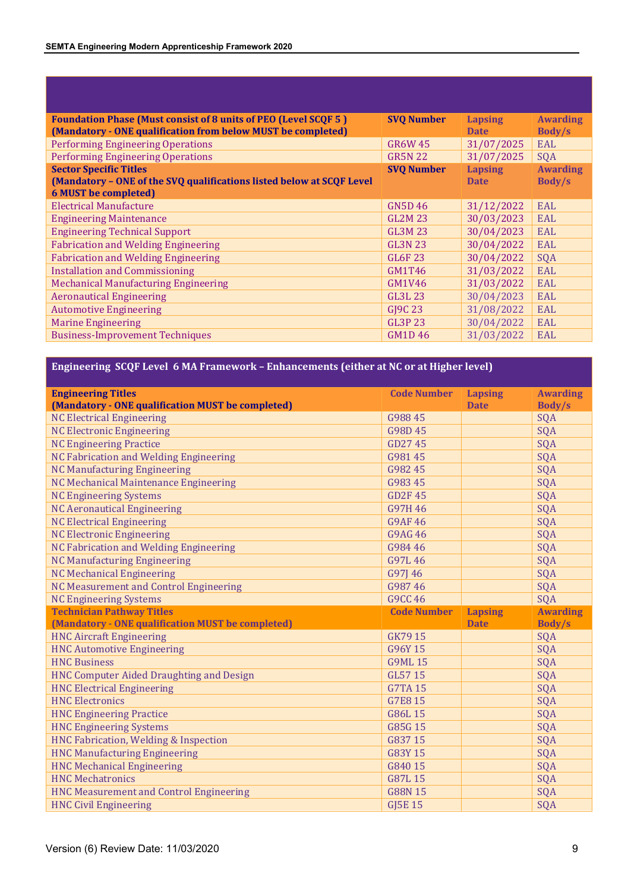| Foundation Phase (Must consist of 8 units of PEO (Level SCQF 5 ) (Mandatory - ONE qualification from below MUST be completed) | SVQ Number | Lapsing Date | Awarding Body/s |
|---|---|---|---|
| Performing Engineering Operations | GR6W 45 | 31/07/2025 | EAL |
| Performing Engineering Operations | GR5N 22 | 31/07/2025 | SQA |
| **Sector Specific Titles (Mandatory – ONE of the SVQ qualifications listed below at SCQF Level 6 MUST be completed)** | **SVQ Number** | **Lapsing Date** | **Awarding Body/s** |
| Electrical Manufacture | GN5D 46 | 31/12/2022 | EAL |
| Engineering Maintenance | GL2M 23 | 30/03/2023 | EAL |
| Engineering Technical Support | GL3M 23 | 30/04/2023 | EAL |
| Fabrication and Welding Engineering | GL3N 23 | 30/04/2022 | EAL |
| Fabrication and Welding Engineering | GL6F 23 | 30/04/2022 | SQA |
| Installation and Commissioning | GM1T46 | 31/03/2022 | EAL |
| Mechanical Manufacturing Engineering | GM1V46 | 31/03/2022 | EAL |
| Aeronautical Engineering | GL3L 23 | 30/04/2023 | EAL |
| Automotive Engineering | GJ9C 23 | 31/08/2022 | EAL |
| Marine Engineering | GL3P 23 | 30/04/2022 | EAL |
| Business-Improvement Techniques | GM1D 46 | 31/03/2022 | EAL |

## Engineering SCQF Level 6 MA Framework – Enhancements (either at NC or at Higher level)

| Engineering Titles (Mandatory - ONE qualification MUST be completed) | Code Number | Lapsing Date | Awarding Body/s |
|---|---|---|---|
| NC Electrical Engineering | G988 45 | | SQA |
| NC Electronic Engineering | G98D 45 | | SQA |
| NC Engineering Practice | GD27 45 | | SQA |
| NC Fabrication and Welding Engineering | G981 45 | | SQA |
| NC Manufacturing Engineering | G982 45 | | SQA |
| NC Mechanical Maintenance Engineering | G983 45 | | SQA |
| NC Engineering Systems | GD2F 45 | | SQA |
| NC Aeronautical Engineering | G97H 46 | | SQA |
| NC Electrical Engineering | G9AF 46 | | SQA |
| NC Electronic Engineering | G9AG 46 | | SQA |
| NC Fabrication and Welding Engineering | G984 46 | | SQA |
| NC Manufacturing Engineering | G97L 46 | | SQA |
| NC Mechanical Engineering | G97J 46 | | SQA |
| NC Measurement and Control Engineering | G987 46 | | SQA |
| NC Engineering Systems | G9CC 46 | | SQA |
| **Technician Pathway Titles (Mandatory - ONE qualification MUST be completed)** | **Code Number** | **Lapsing Date** | **Awarding Body/s** |
| HNC Aircraft Engineering | GK79 15 | | SQA |
| HNC Automotive Engineering | G96Y 15 | | SQA |
| HNC Business | G9ML 15 | | SQA |
| HNC Computer Aided Draughting and Design | GL57 15 | | SQA |
| HNC Electrical Engineering | G7TA 15 | | SQA |
| HNC Electronics | G7E8 15 | | SQA |
| HNC Engineering Practice | G86L 15 | | SQA |
| HNC Engineering Systems | G85G 15 | | SQA |
| HNC Fabrication, Welding & Inspection | G837 15 | | SQA |
| HNC Manufacturing Engineering | G83Y 15 | | SQA |
| HNC Mechanical Engineering | G840 15 | | SQA |
| HNC Mechatronics | G87L 15 | | SQA |
| HNC Measurement and Control Engineering | G88N 15 | | SQA |
| HNC Civil Engineering | GJ5E 15 | | SQA |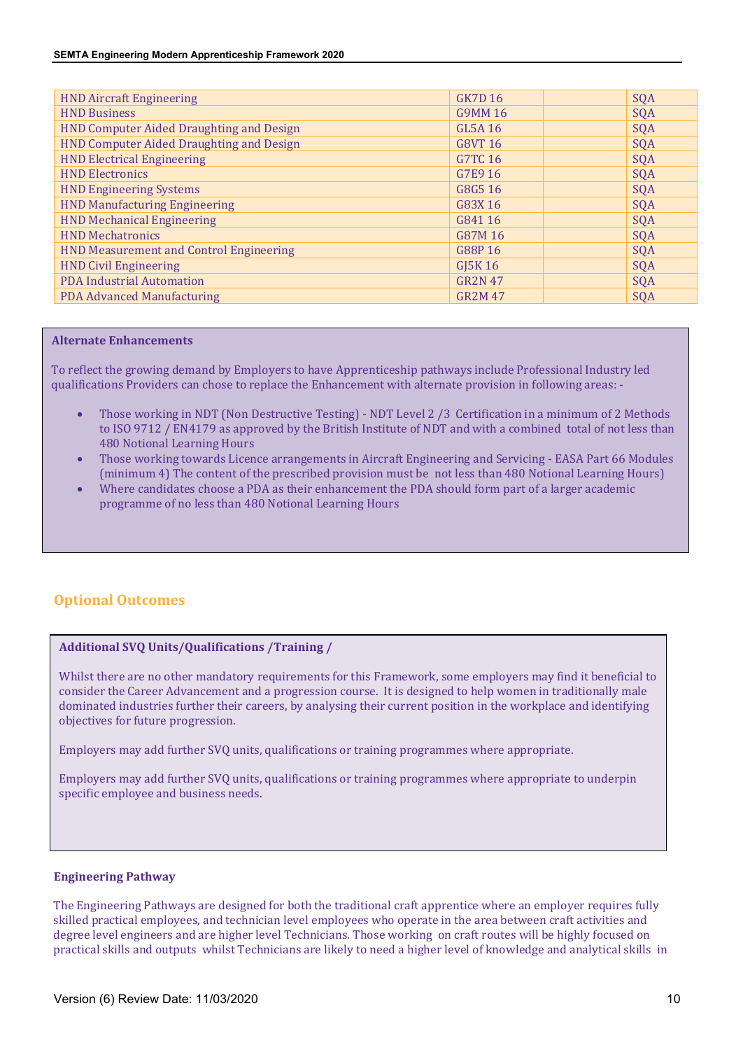| HND Aircraft Engineering | GK7D 16 | | SQA |
|---|---|---|---|
| HND Business | G9MM 16 | | SQA |
| HND Computer Aided Draughting and Design | GL5A 16 | | SQA |
| HND Computer Aided Draughting and Design | G8VT 16 | | SQA |
| HND Electrical Engineering | G7TC 16 | | SQA |
| HND Electronics | G7E9 16 | | SQA |
| HND Engineering Systems | G8G5 16 | | SQA |
| HND Manufacturing Engineering | G83X 16 | | SQA |
| HND Mechanical Engineering | G841 16 | | SQA |
| HND Mechatronics | G87M 16 | | SQA |
| HND Measurement and Control Engineering | G88P 16 | | SQA |
| HND Civil Engineering | GJ5K 16 | | SQA |
| PDA Industrial Automation | GR2N 47 | | SQA |
| PDA Advanced Manufacturing | GR2M 47 | | SQA |

**Alternate Enhancements**

To reflect the growing demand by Employers to have Apprenticeship pathways include Professional Industry led qualifications Providers can chose to replace the Enhancement with alternate provision in following areas: -

- Those working in NDT (Non Destructive Testing) - NDT Level 2 /3 Certification in a minimum of 2 Methods to ISO 9712 / EN4179 as approved by the British Institute of NDT and with a combined total of not less than 480 Notional Learning Hours
- Those working towards Licence arrangements in Aircraft Engineering and Servicing - EASA Part 66 Modules (minimum 4) The content of the prescribed provision must be not less than 480 Notional Learning Hours)
- Where candidates choose a PDA as their enhancement the PDA should form part of a larger academic programme of no less than 480 Notional Learning Hours

## Optional Outcomes

**Additional SVQ Units/Qualifications /Training /**

Whilst there are no other mandatory requirements for this Framework, some employers may find it beneficial to consider the Career Advancement and a progression course. It is designed to help women in traditionally male dominated industries further their careers, by analysing their current position in the workplace and identifying objectives for future progression.

Employers may add further SVQ units, qualifications or training programmes where appropriate.

Employers may add further SVQ units, qualifications or training programmes where appropriate to underpin specific employee and business needs.

**Engineering Pathway**

The Engineering Pathways are designed for both the traditional craft apprentice where an employer requires fully skilled practical employees, and technician level employees who operate in the area between craft activities and degree level engineers and are higher level Technicians. Those working on craft routes will be highly focused on practical skills and outputs whilst Technicians are likely to need a higher level of knowledge and analytical skills in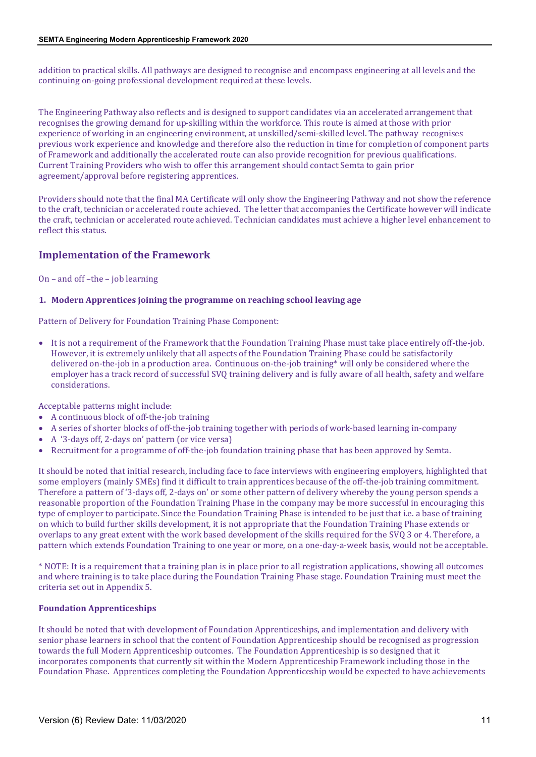addition to practical skills. All pathways are designed to recognise and encompass engineering at all levels and the continuing on-going professional development required at these levels.

The Engineering Pathway also reflects and is designed to support candidates via an accelerated arrangement that recognises the growing demand for up-skilling within the workforce. This route is aimed at those with prior experience of working in an engineering environment, at unskilled/semi-skilled level. The pathway recognises previous work experience and knowledge and therefore also the reduction in time for completion of component parts of Framework and additionally the accelerated route can also provide recognition for previous qualifications. Current Training Providers who wish to offer this arrangement should contact Semta to gain prior agreement/approval before registering apprentices.

Providers should note that the final MA Certificate will only show the Engineering Pathway and not show the reference to the craft, technician or accelerated route achieved. The letter that accompanies the Certificate however will indicate the craft, technician or accelerated route achieved. Technician candidates must achieve a higher level enhancement to reflect this status.

## Implementation of the Framework

On – and off –the – job learning

**1. Modern Apprentices joining the programme on reaching school leaving age**

Pattern of Delivery for Foundation Training Phase Component:

- It is not a requirement of the Framework that the Foundation Training Phase must take place entirely off-the-job. However, it is extremely unlikely that all aspects of the Foundation Training Phase could be satisfactorily delivered on-the-job in a production area. Continuous on-the-job training* will only be considered where the employer has a track record of successful SVQ training delivery and is fully aware of all health, safety and welfare considerations.

Acceptable patterns might include:

- A continuous block of off-the-job training
- A series of shorter blocks of off-the-job training together with periods of work-based learning in-company
- A '3-days off, 2-days on' pattern (or vice versa)
- Recruitment for a programme of off-the-job foundation training phase that has been approved by Semta.

It should be noted that initial research, including face to face interviews with engineering employers, highlighted that some employers (mainly SMEs) find it difficult to train apprentices because of the off-the-job training commitment. Therefore a pattern of '3-days off, 2-days on' or some other pattern of delivery whereby the young person spends a reasonable proportion of the Foundation Training Phase in the company may be more successful in encouraging this type of employer to participate. Since the Foundation Training Phase is intended to be just that i.e. a base of training on which to build further skills development, it is not appropriate that the Foundation Training Phase extends or overlaps to any great extent with the work based development of the skills required for the SVQ 3 or 4. Therefore, a pattern which extends Foundation Training to one year or more, on a one-day-a-week basis, would not be acceptable.

* NOTE: It is a requirement that a training plan is in place prior to all registration applications, showing all outcomes and where training is to take place during the Foundation Training Phase stage. Foundation Training must meet the criteria set out in Appendix 5.

**Foundation Apprenticeships**

It should be noted that with development of Foundation Apprenticeships, and implementation and delivery with senior phase learners in school that the content of Foundation Apprenticeship should be recognised as progression towards the full Modern Apprenticeship outcomes. The Foundation Apprenticeship is so designed that it incorporates components that currently sit within the Modern Apprenticeship Framework including those in the Foundation Phase. Apprentices completing the Foundation Apprenticeship would be expected to have achievements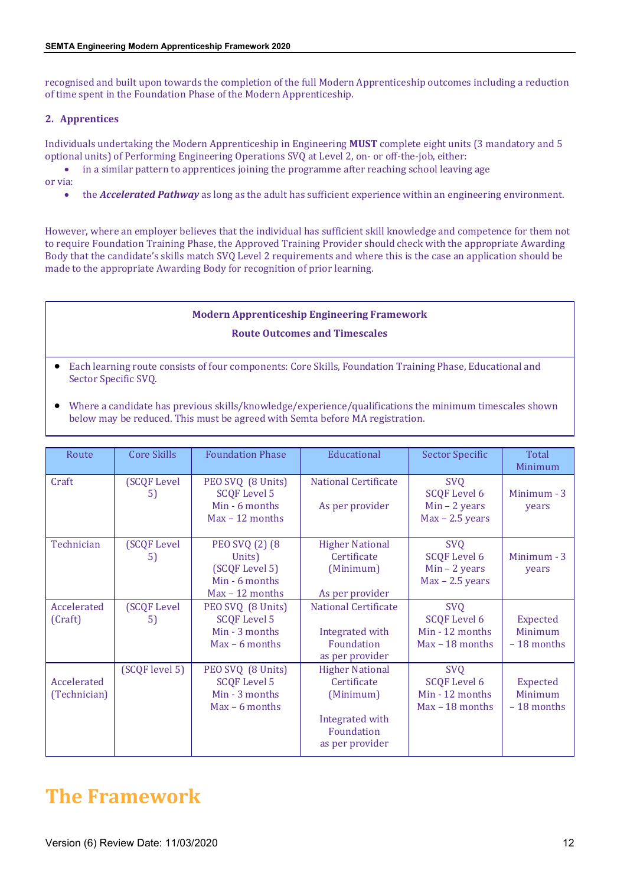recognised and built upon towards the completion of the full Modern Apprenticeship outcomes including a reduction of time spent in the Foundation Phase of the Modern Apprenticeship.

## 2. Apprentices

Individuals undertaking the Modern Apprenticeship in Engineering **MUST** complete eight units (3 mandatory and 5 optional units) of Performing Engineering Operations SVQ at Level 2, on- or off-the-job, either:

- in a similar pattern to apprentices joining the programme after reaching school leaving age

or via:

- the ***Accelerated Pathway*** as long as the adult has sufficient experience within an engineering environment.

However, where an employer believes that the individual has sufficient skill knowledge and competence for them not to require Foundation Training Phase, the Approved Training Provider should check with the appropriate Awarding Body that the candidate's skills match SVQ Level 2 requirements and where this is the case an application should be made to the appropriate Awarding Body for recognition of prior learning.

**Modern Apprenticeship Engineering Framework**

**Route Outcomes and Timescales**

- Each learning route consists of four components: Core Skills, Foundation Training Phase, Educational and Sector Specific SVQ.
- Where a candidate has previous skills/knowledge/experience/qualifications the minimum timescales shown below may be reduced. This must be agreed with Semta before MA registration.

| Route | Core Skills | Foundation Phase | Educational | Sector Specific | Total Minimum |
|---|---|---|---|---|---|
| Craft | (SCQF Level 5) | PEO SVQ (8 Units) SCQF Level 5 Min - 6 months Max – 12 months | National Certificate As per provider | SVQ SCQF Level 6 Min – 2 years Max – 2.5 years | Minimum - 3 years |
| Technician | (SCQF Level 5) | PEO SVQ (2) (8 Units) (SCQF Level 5) Min - 6 months Max – 12 months | Higher National Certificate (Minimum) As per provider | SVQ SCQF Level 6 Min – 2 years Max – 2.5 years | Minimum - 3 years |
| Accelerated (Craft) | (SCQF Level 5) | PEO SVQ (8 Units) SCQF Level 5 Min - 3 months Max – 6 months | National Certificate Integrated with Foundation as per provider | SVQ SCQF Level 6 Min - 12 months Max – 18 months | Expected Minimum – 18 months |
| Accelerated (Technician) | (SCQF level 5) | PEO SVQ (8 Units) SCQF Level 5 Min - 3 months Max – 6 months | Higher National Certificate (Minimum) Integrated with Foundation as per provider | SVQ SCQF Level 6 Min - 12 months Max – 18 months | Expected Minimum – 18 months |

# The Framework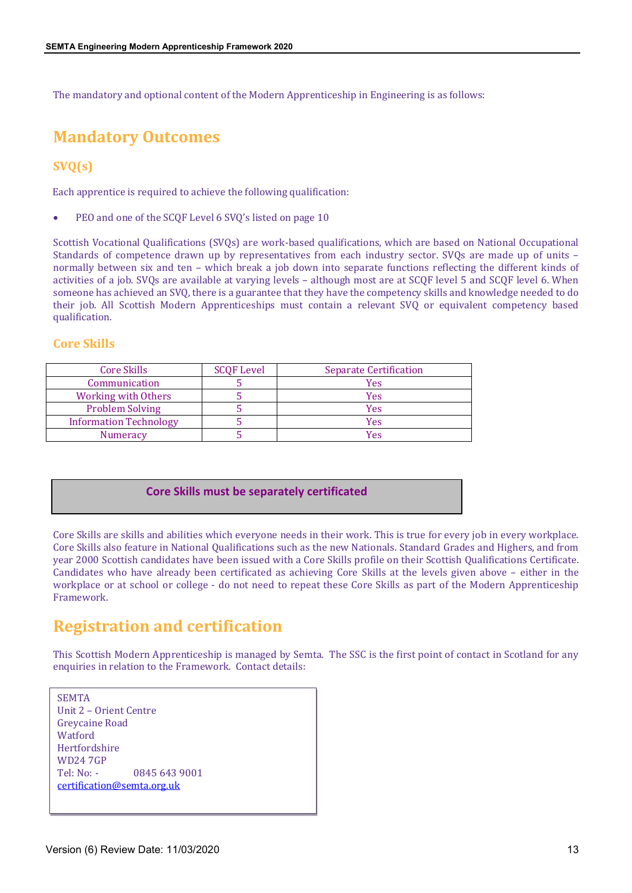The mandatory and optional content of the Modern Apprenticeship in Engineering is as follows:

# Mandatory Outcomes

## SVQ(s)

Each apprentice is required to achieve the following qualification:

- PEO and one of the SCQF Level 6 SVQ's listed on page 10

Scottish Vocational Qualifications (SVQs) are work-based qualifications, which are based on National Occupational Standards of competence drawn up by representatives from each industry sector. SVQs are made up of units – normally between six and ten – which break a job down into separate functions reflecting the different kinds of activities of a job. SVQs are available at varying levels – although most are at SCQF level 5 and SCQF level 6. When someone has achieved an SVQ, there is a guarantee that they have the competency skills and knowledge needed to do their job. All Scottish Modern Apprenticeships must contain a relevant SVQ or equivalent competency based qualification.

## Core Skills

| Core Skills | SCQF Level | Separate Certification |
|---|---|---|
| Communication | 5 | Yes |
| Working with Others | 5 | Yes |
| Problem Solving | 5 | Yes |
| Information Technology | 5 | Yes |
| Numeracy | 5 | Yes |

**Core Skills must be separately certificated**

Core Skills are skills and abilities which everyone needs in their work. This is true for every job in every workplace. Core Skills also feature in National Qualifications such as the new Nationals. Standard Grades and Highers, and from year 2000 Scottish candidates have been issued with a Core Skills profile on their Scottish Qualifications Certificate. Candidates who have already been certificated as achieving Core Skills at the levels given above – either in the workplace or at school or college - do not need to repeat these Core Skills as part of the Modern Apprenticeship Framework.

# Registration and certification

This Scottish Modern Apprenticeship is managed by Semta. The SSC is the first point of contact in Scotland for any enquiries in relation to the Framework. Contact details:

SEMTA
Unit 2 – Orient Centre
Greycaine Road
Watford
Hertfordshire
WD24 7GP
Tel: No: - 0845 643 9001
certification@semta.org.uk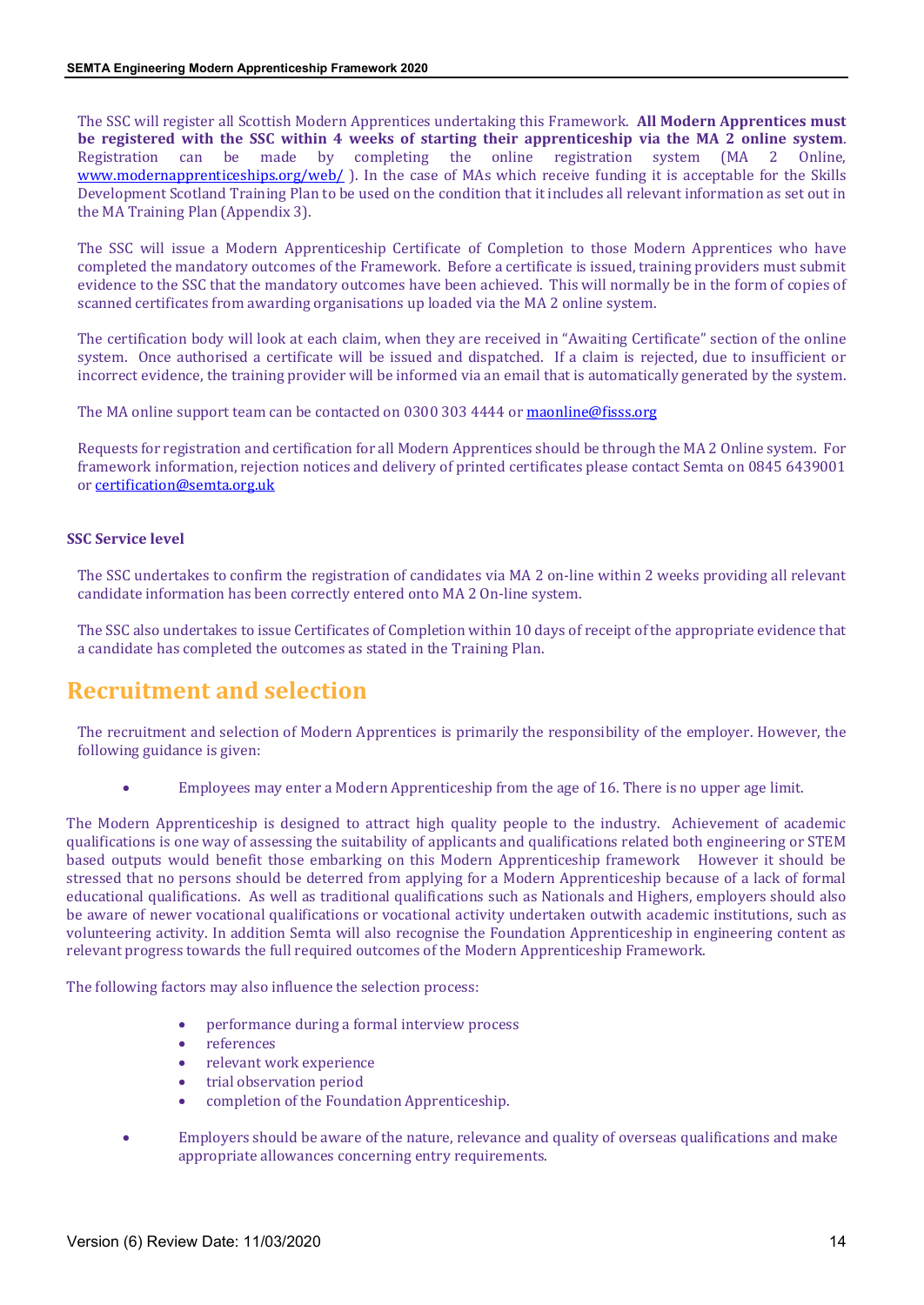The SSC will register all Scottish Modern Apprentices undertaking this Framework. **All Modern Apprentices must be registered with the SSC within 4 weeks of starting their apprenticeship via the MA 2 online system**. Registration can be made by completing the online registration system (MA 2 Online, www.modernapprenticeships.org/web/ ). In the case of MAs which receive funding it is acceptable for the Skills Development Scotland Training Plan to be used on the condition that it includes all relevant information as set out in the MA Training Plan (Appendix 3).

The SSC will issue a Modern Apprenticeship Certificate of Completion to those Modern Apprentices who have completed the mandatory outcomes of the Framework. Before a certificate is issued, training providers must submit evidence to the SSC that the mandatory outcomes have been achieved. This will normally be in the form of copies of scanned certificates from awarding organisations up loaded via the MA 2 online system.

The certification body will look at each claim, when they are received in "Awaiting Certificate" section of the online system. Once authorised a certificate will be issued and dispatched. If a claim is rejected, due to insufficient or incorrect evidence, the training provider will be informed via an email that is automatically generated by the system.

The MA online support team can be contacted on 0300 303 4444 or maonline@fisss.org

Requests for registration and certification for all Modern Apprentices should be through the MA 2 Online system. For framework information, rejection notices and delivery of printed certificates please contact Semta on 0845 6439001 or certification@semta.org.uk

**SSC Service level**

The SSC undertakes to confirm the registration of candidates via MA 2 on-line within 2 weeks providing all relevant candidate information has been correctly entered onto MA 2 On-line system.

The SSC also undertakes to issue Certificates of Completion within 10 days of receipt of the appropriate evidence that a candidate has completed the outcomes as stated in the Training Plan.

# Recruitment and selection

The recruitment and selection of Modern Apprentices is primarily the responsibility of the employer. However, the following guidance is given:

- Employees may enter a Modern Apprenticeship from the age of 16. There is no upper age limit.

The Modern Apprenticeship is designed to attract high quality people to the industry. Achievement of academic qualifications is one way of assessing the suitability of applicants and qualifications related both engineering or STEM based outputs would benefit those embarking on this Modern Apprenticeship framework However it should be stressed that no persons should be deterred from applying for a Modern Apprenticeship because of a lack of formal educational qualifications. As well as traditional qualifications such as Nationals and Highers, employers should also be aware of newer vocational qualifications or vocational activity undertaken outwith academic institutions, such as volunteering activity. In addition Semta will also recognise the Foundation Apprenticeship in engineering content as relevant progress towards the full required outcomes of the Modern Apprenticeship Framework.

The following factors may also influence the selection process:

- performance during a formal interview process
- references
- relevant work experience
- trial observation period
- completion of the Foundation Apprenticeship.

- Employers should be aware of the nature, relevance and quality of overseas qualifications and make appropriate allowances concerning entry requirements.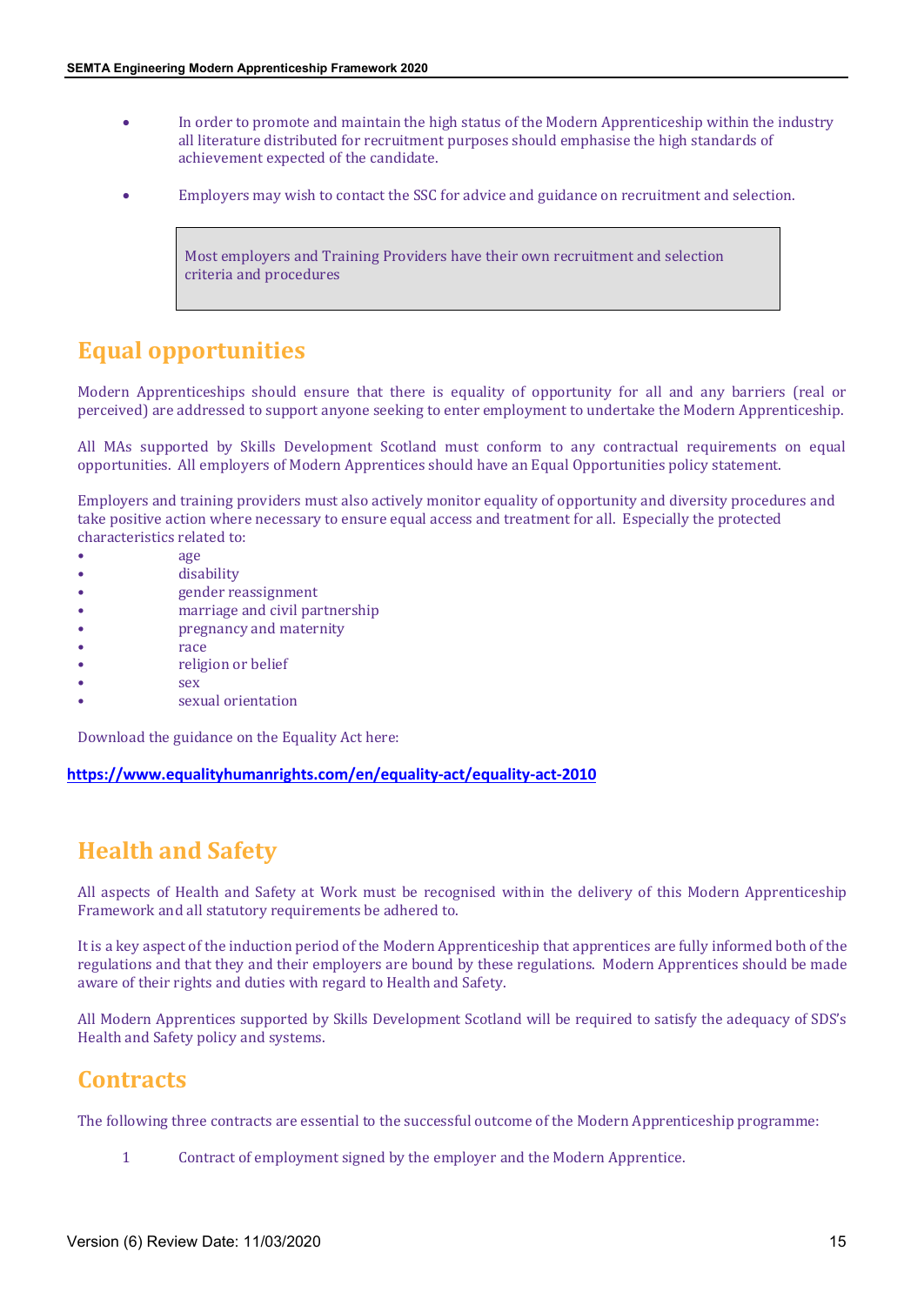- In order to promote and maintain the high status of the Modern Apprenticeship within the industry all literature distributed for recruitment purposes should emphasise the high standards of achievement expected of the candidate.

- Employers may wish to contact the SSC for advice and guidance on recruitment and selection.

> Most employers and Training Providers have their own recruitment and selection criteria and procedures

## Equal opportunities

Modern Apprenticeships should ensure that there is equality of opportunity for all and any barriers (real or perceived) are addressed to support anyone seeking to enter employment to undertake the Modern Apprenticeship.

All MAs supported by Skills Development Scotland must conform to any contractual requirements on equal opportunities. All employers of Modern Apprentices should have an Equal Opportunities policy statement.

Employers and training providers must also actively monitor equality of opportunity and diversity procedures and take positive action where necessary to ensure equal access and treatment for all. Especially the protected characteristics related to:

- age
- disability
- gender reassignment
- marriage and civil partnership
- pregnancy and maternity
- race
- religion or belief
- sex
- sexual orientation

Download the guidance on the Equality Act here:

**https://www.equalityhumanrights.com/en/equality-act/equality-act-2010**

## Health and Safety

All aspects of Health and Safety at Work must be recognised within the delivery of this Modern Apprenticeship Framework and all statutory requirements be adhered to.

It is a key aspect of the induction period of the Modern Apprenticeship that apprentices are fully informed both of the regulations and that they and their employers are bound by these regulations. Modern Apprentices should be made aware of their rights and duties with regard to Health and Safety.

All Modern Apprentices supported by Skills Development Scotland will be required to satisfy the adequacy of SDS's Health and Safety policy and systems.

## Contracts

The following three contracts are essential to the successful outcome of the Modern Apprenticeship programme:

1. Contract of employment signed by the employer and the Modern Apprentice.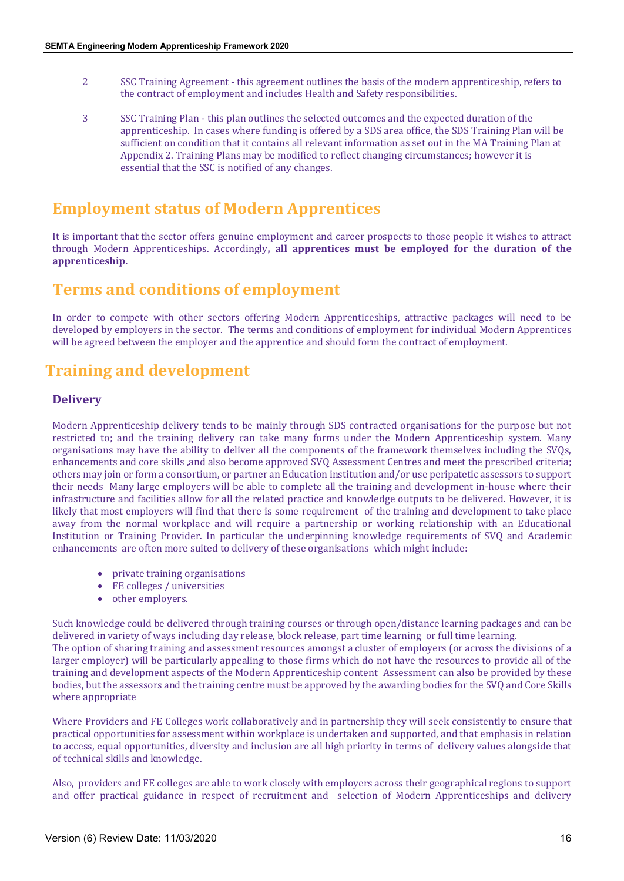2 SSC Training Agreement - this agreement outlines the basis of the modern apprenticeship, refers to the contract of employment and includes Health and Safety responsibilities.

3 SSC Training Plan - this plan outlines the selected outcomes and the expected duration of the apprenticeship. In cases where funding is offered by a SDS area office, the SDS Training Plan will be sufficient on condition that it contains all relevant information as set out in the MA Training Plan at Appendix 2. Training Plans may be modified to reflect changing circumstances; however it is essential that the SSC is notified of any changes.

## Employment status of Modern Apprentices

It is important that the sector offers genuine employment and career prospects to those people it wishes to attract through Modern Apprenticeships. Accordingly**, all apprentices must be employed for the duration of the apprenticeship.**

## Terms and conditions of employment

In order to compete with other sectors offering Modern Apprenticeships, attractive packages will need to be developed by employers in the sector. The terms and conditions of employment for individual Modern Apprentices will be agreed between the employer and the apprentice and should form the contract of employment.

## Training and development

### Delivery

Modern Apprenticeship delivery tends to be mainly through SDS contracted organisations for the purpose but not restricted to; and the training delivery can take many forms under the Modern Apprenticeship system. Many organisations may have the ability to deliver all the components of the framework themselves including the SVQs, enhancements and core skills ,and also become approved SVQ Assessment Centres and meet the prescribed criteria; others may join or form a consortium, or partner an Education institution and/or use peripatetic assessors to support their needs Many large employers will be able to complete all the training and development in-house where their infrastructure and facilities allow for all the related practice and knowledge outputs to be delivered. However, it is likely that most employers will find that there is some requirement of the training and development to take place away from the normal workplace and will require a partnership or working relationship with an Educational Institution or Training Provider. In particular the underpinning knowledge requirements of SVQ and Academic enhancements are often more suited to delivery of these organisations which might include:

- private training organisations
- FE colleges / universities
- other employers.

Such knowledge could be delivered through training courses or through open/distance learning packages and can be delivered in variety of ways including day release, block release, part time learning or full time learning.
The option of sharing training and assessment resources amongst a cluster of employers (or across the divisions of a larger employer) will be particularly appealing to those firms which do not have the resources to provide all of the training and development aspects of the Modern Apprenticeship content Assessment can also be provided by these bodies, but the assessors and the training centre must be approved by the awarding bodies for the SVQ and Core Skills where appropriate

Where Providers and FE Colleges work collaboratively and in partnership they will seek consistently to ensure that practical opportunities for assessment within workplace is undertaken and supported, and that emphasis in relation to access, equal opportunities, diversity and inclusion are all high priority in terms of delivery values alongside that of technical skills and knowledge.

Also, providers and FE colleges are able to work closely with employers across their geographical regions to support and offer practical guidance in respect of recruitment and selection of Modern Apprenticeships and delivery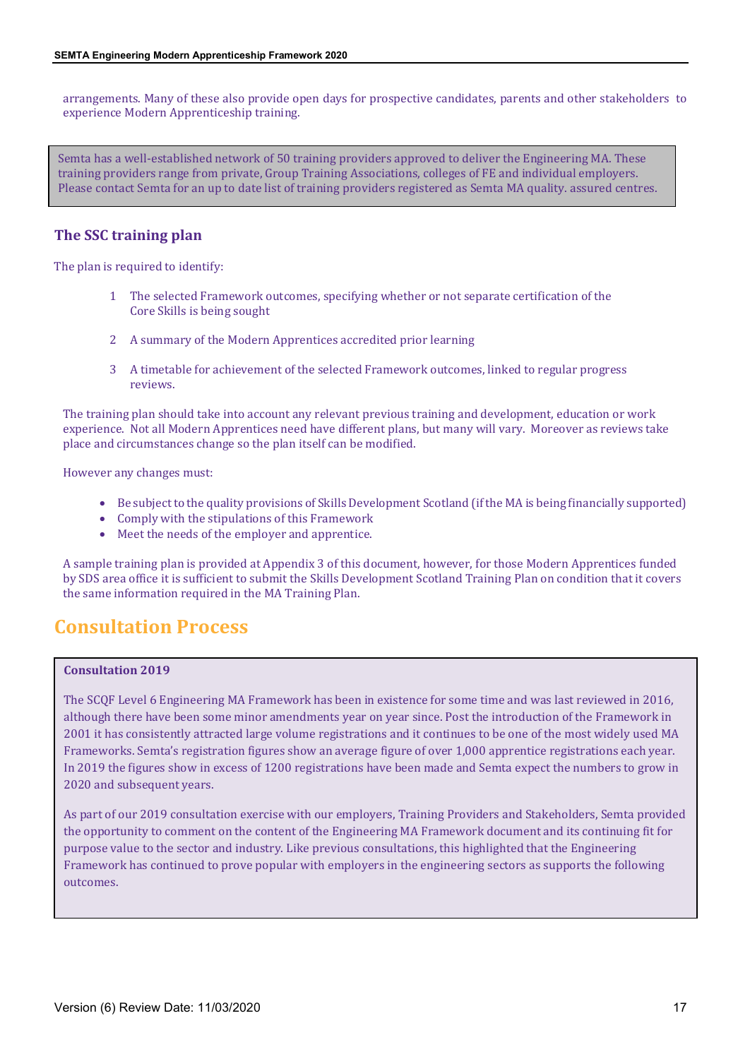arrangements. Many of these also provide open days for prospective candidates, parents and other stakeholders to experience Modern Apprenticeship training.

> Semta has a well-established network of 50 training providers approved to deliver the Engineering MA. These training providers range from private, Group Training Associations, colleges of FE and individual employers. Please contact Semta for an up to date list of training providers registered as Semta MA quality. assured centres.

### The SSC training plan

The plan is required to identify:

1. The selected Framework outcomes, specifying whether or not separate certification of the Core Skills is being sought
2. A summary of the Modern Apprentices accredited prior learning
3. A timetable for achievement of the selected Framework outcomes, linked to regular progress reviews.

The training plan should take into account any relevant previous training and development, education or work experience. Not all Modern Apprentices need have different plans, but many will vary. Moreover as reviews take place and circumstances change so the plan itself can be modified.

However any changes must:

- Be subject to the quality provisions of Skills Development Scotland (if the MA is being financially supported)
- Comply with the stipulations of this Framework
- Meet the needs of the employer and apprentice.

A sample training plan is provided at Appendix 3 of this document, however, for those Modern Apprentices funded by SDS area office it is sufficient to submit the Skills Development Scotland Training Plan on condition that it covers the same information required in the MA Training Plan.

## Consultation Process

**Consultation 2019**

The SCQF Level 6 Engineering MA Framework has been in existence for some time and was last reviewed in 2016, although there have been some minor amendments year on year since. Post the introduction of the Framework in 2001 it has consistently attracted large volume registrations and it continues to be one of the most widely used MA Frameworks. Semta's registration figures show an average figure of over 1,000 apprentice registrations each year. In 2019 the figures show in excess of 1200 registrations have been made and Semta expect the numbers to grow in 2020 and subsequent years.

As part of our 2019 consultation exercise with our employers, Training Providers and Stakeholders, Semta provided the opportunity to comment on the content of the Engineering MA Framework document and its continuing fit for purpose value to the sector and industry. Like previous consultations, this highlighted that the Engineering Framework has continued to prove popular with employers in the engineering sectors as supports the following outcomes.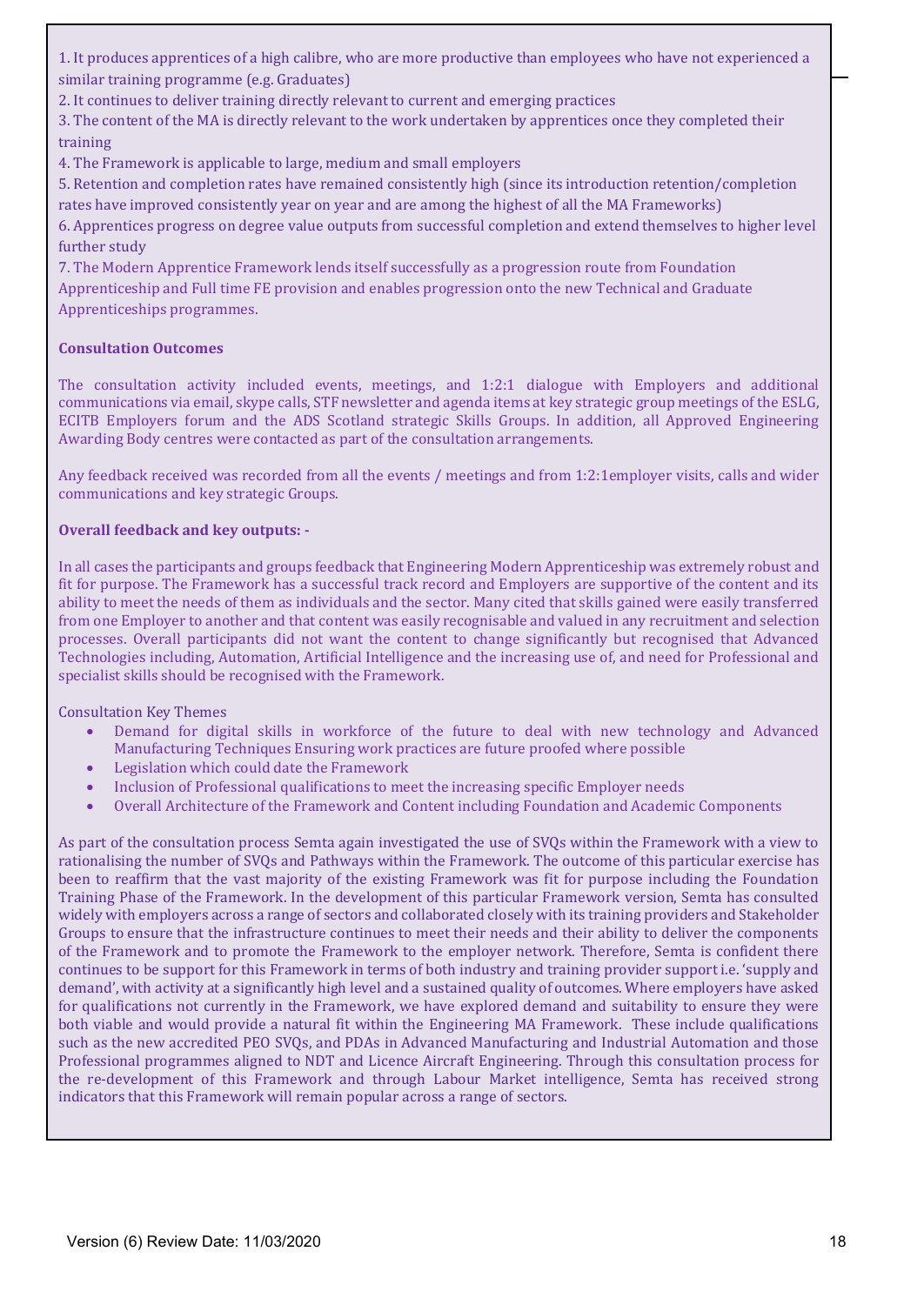1. It produces apprentices of a high calibre, who are more productive than employees who have not experienced a similar training programme (e.g. Graduates)
2. It continues to deliver training directly relevant to current and emerging practices
3. The content of the MA is directly relevant to the work undertaken by apprentices once they completed their training
4. The Framework is applicable to large, medium and small employers
5. Retention and completion rates have remained consistently high (since its introduction retention/completion rates have improved consistently year on year and are among the highest of all the MA Frameworks)
6. Apprentices progress on degree value outputs from successful completion and extend themselves to higher level further study
7. The Modern Apprentice Framework lends itself successfully as a progression route from Foundation Apprenticeship and Full time FE provision and enables progression onto the new Technical and Graduate Apprenticeships programmes.

**Consultation Outcomes**

The consultation activity included events, meetings, and 1:2:1 dialogue with Employers and additional communications via email, skype calls, STF newsletter and agenda items at key strategic group meetings of the ESLG, ECITB Employers forum and the ADS Scotland strategic Skills Groups. In addition, all Approved Engineering Awarding Body centres were contacted as part of the consultation arrangements.

Any feedback received was recorded from all the events / meetings and from 1:2:1employer visits, calls and wider communications and key strategic Groups.

**Overall feedback and key outputs: -**

In all cases the participants and groups feedback that Engineering Modern Apprenticeship was extremely robust and fit for purpose. The Framework has a successful track record and Employers are supportive of the content and its ability to meet the needs of them as individuals and the sector. Many cited that skills gained were easily transferred from one Employer to another and that content was easily recognisable and valued in any recruitment and selection processes. Overall participants did not want the content to change significantly but recognised that Advanced Technologies including, Automation, Artificial Intelligence and the increasing use of, and need for Professional and specialist skills should be recognised with the Framework.

Consultation Key Themes

- Demand for digital skills in workforce of the future to deal with new technology and Advanced Manufacturing Techniques Ensuring work practices are future proofed where possible
- Legislation which could date the Framework
- Inclusion of Professional qualifications to meet the increasing specific Employer needs
- Overall Architecture of the Framework and Content including Foundation and Academic Components

As part of the consultation process Semta again investigated the use of SVQs within the Framework with a view to rationalising the number of SVQs and Pathways within the Framework. The outcome of this particular exercise has been to reaffirm that the vast majority of the existing Framework was fit for purpose including the Foundation Training Phase of the Framework. In the development of this particular Framework version, Semta has consulted widely with employers across a range of sectors and collaborated closely with its training providers and Stakeholder Groups to ensure that the infrastructure continues to meet their needs and their ability to deliver the components of the Framework and to promote the Framework to the employer network. Therefore, Semta is confident there continues to be support for this Framework in terms of both industry and training provider support i.e. 'supply and demand', with activity at a significantly high level and a sustained quality of outcomes. Where employers have asked for qualifications not currently in the Framework, we have explored demand and suitability to ensure they were both viable and would provide a natural fit within the Engineering MA Framework. These include qualifications such as the new accredited PEO SVQs, and PDAs in Advanced Manufacturing and Industrial Automation and those Professional programmes aligned to NDT and Licence Aircraft Engineering. Through this consultation process for the re-development of this Framework and through Labour Market intelligence, Semta has received strong indicators that this Framework will remain popular across a range of sectors.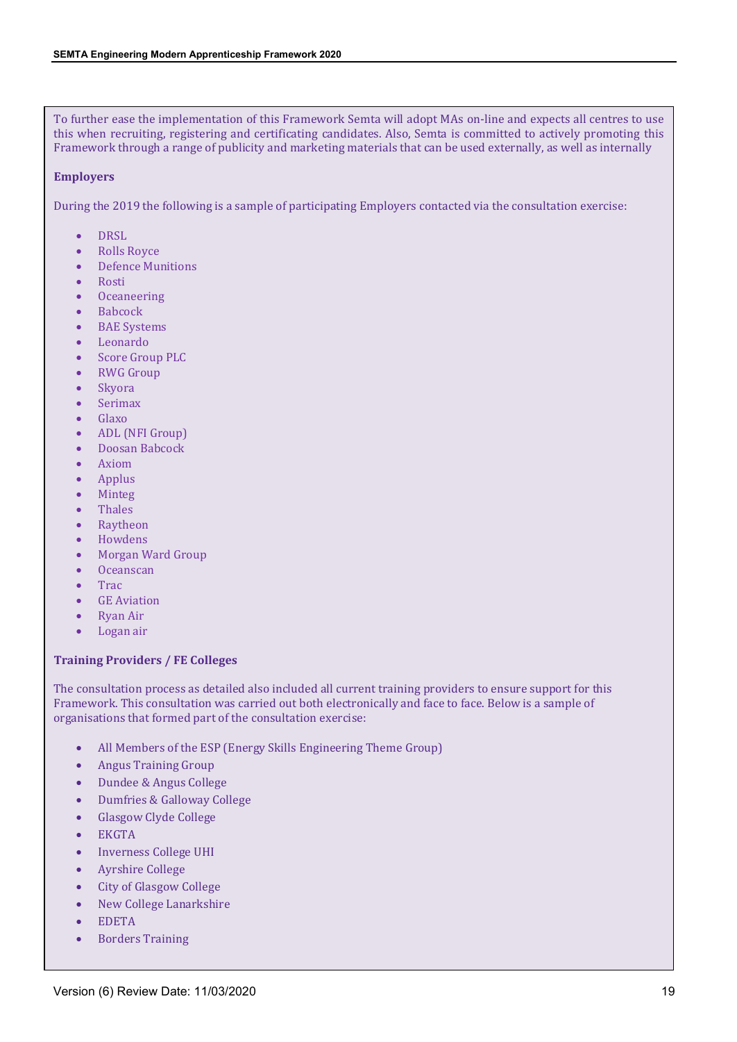To further ease the implementation of this Framework Semta will adopt MAs on-line and expects all centres to use this when recruiting, registering and certificating candidates. Also, Semta is committed to actively promoting this Framework through a range of publicity and marketing materials that can be used externally, as well as internally

**Employers**

During the 2019 the following is a sample of participating Employers contacted via the consultation exercise:

- DRSL
- Rolls Royce
- Defence Munitions
- Rosti
- Oceaneering
- Babcock
- BAE Systems
- Leonardo
- Score Group PLC
- RWG Group
- Skyora
- Serimax
- Glaxo
- ADL (NFI Group)
- Doosan Babcock
- Axiom
- Applus
- Minteg
- Thales
- Raytheon
- Howdens
- Morgan Ward Group
- Oceanscan
- Trac
- GE Aviation
- Ryan Air
- Logan air

**Training Providers / FE Colleges**

The consultation process as detailed also included all current training providers to ensure support for this Framework. This consultation was carried out both electronically and face to face. Below is a sample of organisations that formed part of the consultation exercise:

- All Members of the ESP (Energy Skills Engineering Theme Group)
- Angus Training Group
- Dundee & Angus College
- Dumfries & Galloway College
- Glasgow Clyde College
- EKGTA
- Inverness College UHI
- Ayrshire College
- City of Glasgow College
- New College Lanarkshire
- EDETA
- Borders Training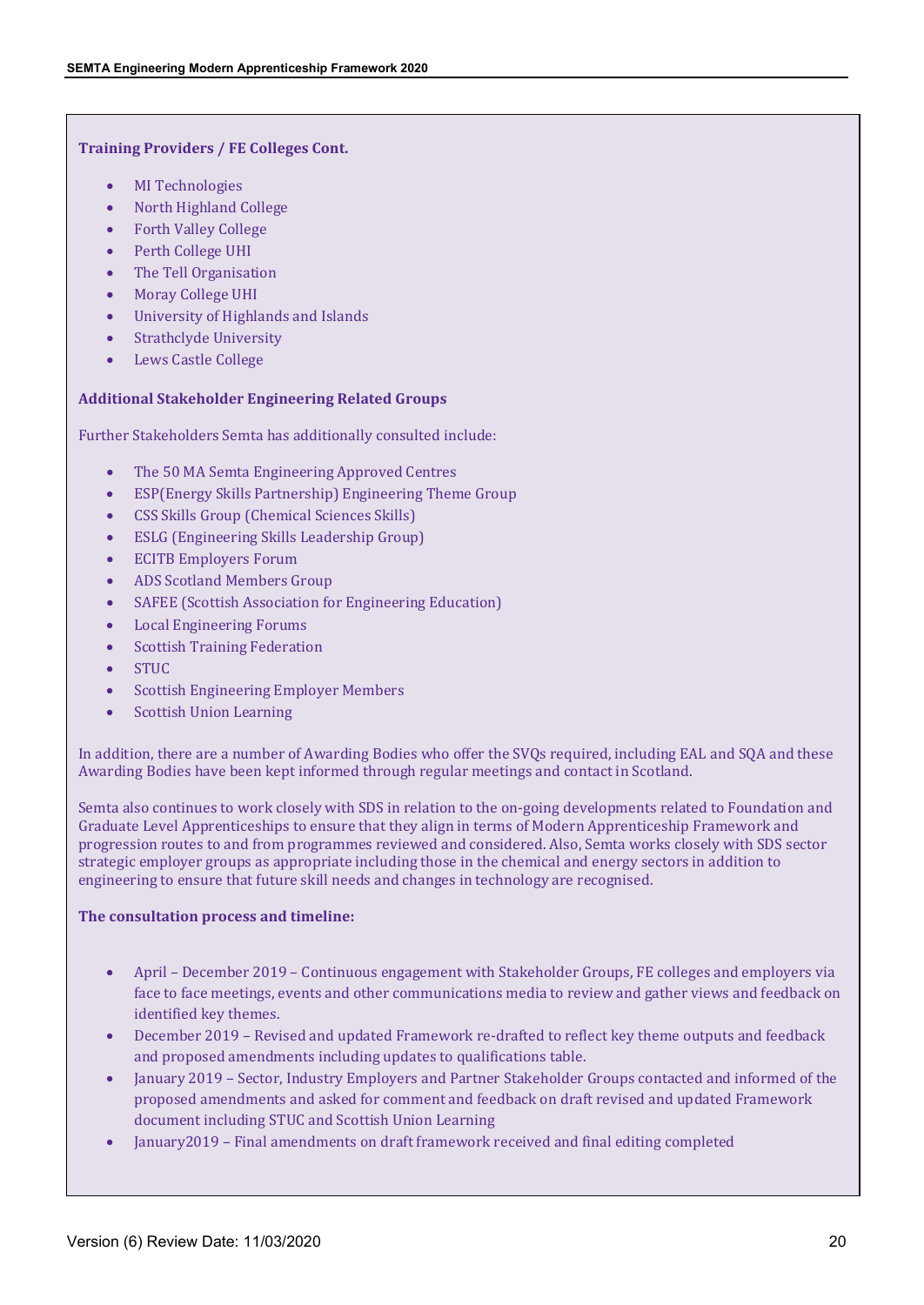**Training Providers / FE Colleges Cont.**

- MI Technologies
- North Highland College
- Forth Valley College
- Perth College UHI
- The Tell Organisation
- Moray College UHI
- University of Highlands and Islands
- Strathclyde University
- Lews Castle College

**Additional Stakeholder Engineering Related Groups**

Further Stakeholders Semta has additionally consulted include:

- The 50 MA Semta Engineering Approved Centres
- ESP(Energy Skills Partnership) Engineering Theme Group
- CSS Skills Group (Chemical Sciences Skills)
- ESLG (Engineering Skills Leadership Group)
- ECITB Employers Forum
- ADS Scotland Members Group
- SAFEE (Scottish Association for Engineering Education)
- Local Engineering Forums
- Scottish Training Federation
- STUC
- Scottish Engineering Employer Members
- Scottish Union Learning

In addition, there are a number of Awarding Bodies who offer the SVQs required, including EAL and SQA and these Awarding Bodies have been kept informed through regular meetings and contact in Scotland.

Semta also continues to work closely with SDS in relation to the on-going developments related to Foundation and Graduate Level Apprenticeships to ensure that they align in terms of Modern Apprenticeship Framework and progression routes to and from programmes reviewed and considered. Also, Semta works closely with SDS sector strategic employer groups as appropriate including those in the chemical and energy sectors in addition to engineering to ensure that future skill needs and changes in technology are recognised.

**The consultation process and timeline:**

- April – December 2019 – Continuous engagement with Stakeholder Groups, FE colleges and employers via face to face meetings, events and other communications media to review and gather views and feedback on identified key themes.
- December 2019 – Revised and updated Framework re-drafted to reflect key theme outputs and feedback and proposed amendments including updates to qualifications table.
- January 2019 – Sector, Industry Employers and Partner Stakeholder Groups contacted and informed of the proposed amendments and asked for comment and feedback on draft revised and updated Framework document including STUC and Scottish Union Learning
- January2019 – Final amendments on draft framework received and final editing completed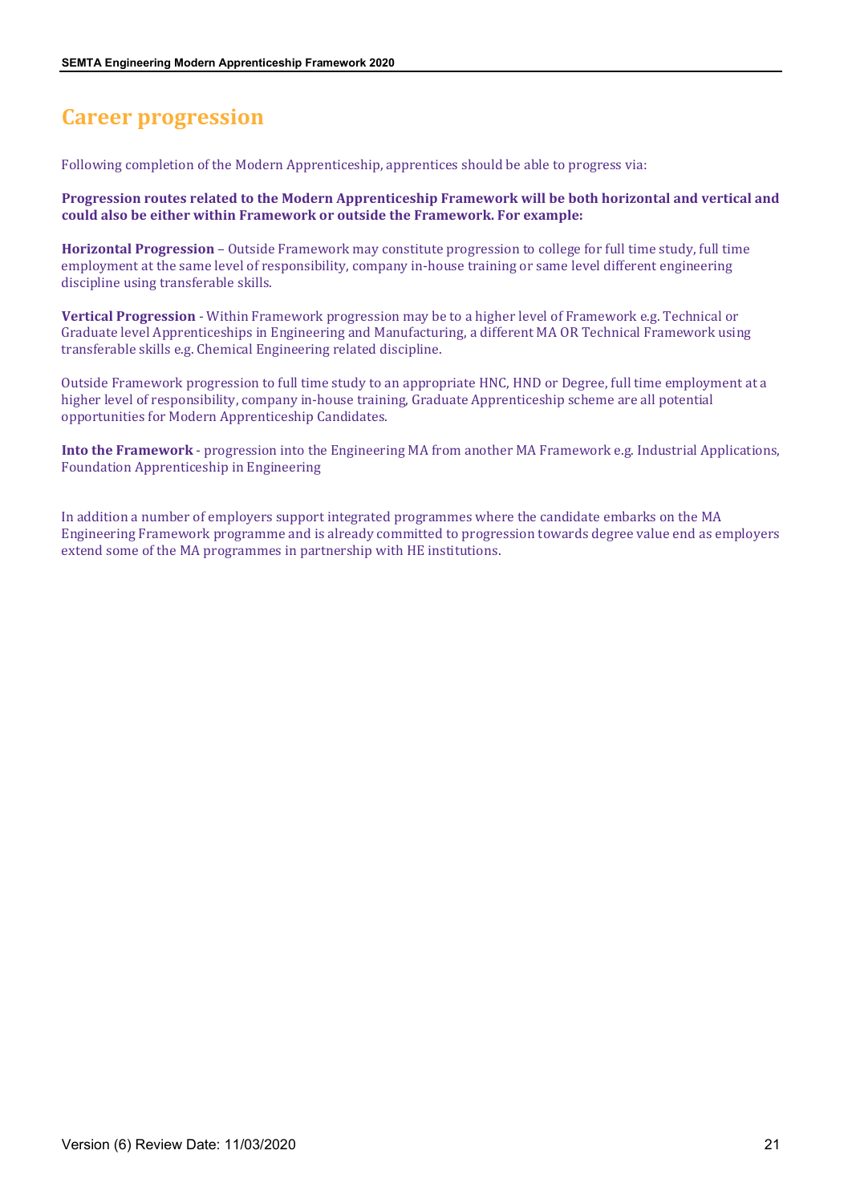# Career progression

Following completion of the Modern Apprenticeship, apprentices should be able to progress via:

**Progression routes related to the Modern Apprenticeship Framework will be both horizontal and vertical and could also be either within Framework or outside the Framework. For example:**

**Horizontal Progression** – Outside Framework may constitute progression to college for full time study, full time employment at the same level of responsibility, company in-house training or same level different engineering discipline using transferable skills.

**Vertical Progression** - Within Framework progression may be to a higher level of Framework e.g. Technical or Graduate level Apprenticeships in Engineering and Manufacturing, a different MA OR Technical Framework using transferable skills e.g. Chemical Engineering related discipline.

Outside Framework progression to full time study to an appropriate HNC, HND or Degree, full time employment at a higher level of responsibility, company in-house training, Graduate Apprenticeship scheme are all potential opportunities for Modern Apprenticeship Candidates.

**Into the Framework** - progression into the Engineering MA from another MA Framework e.g. Industrial Applications, Foundation Apprenticeship in Engineering

In addition a number of employers support integrated programmes where the candidate embarks on the MA Engineering Framework programme and is already committed to progression towards degree value end as employers extend some of the MA programmes in partnership with HE institutions.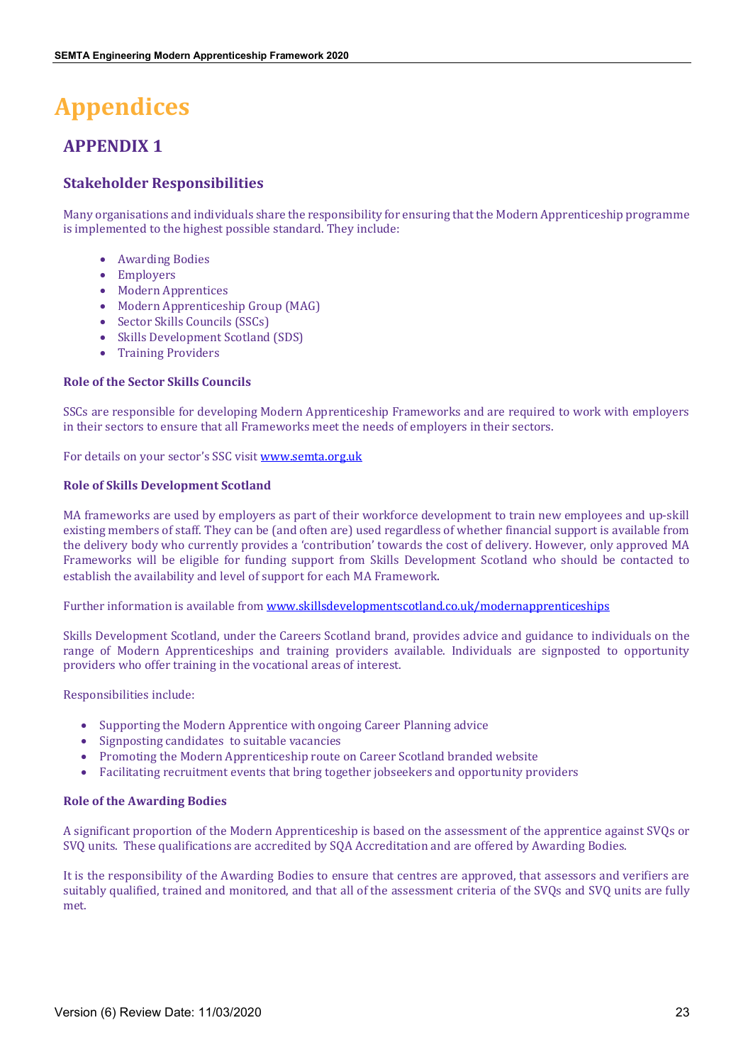# Appendices

## APPENDIX 1

### Stakeholder Responsibilities

Many organisations and individuals share the responsibility for ensuring that the Modern Apprenticeship programme is implemented to the highest possible standard. They include:

- Awarding Bodies
- Employers
- Modern Apprentices
- Modern Apprenticeship Group (MAG)
- Sector Skills Councils (SSCs)
- Skills Development Scotland (SDS)
- Training Providers

**Role of the Sector Skills Councils**

SSCs are responsible for developing Modern Apprenticeship Frameworks and are required to work with employers in their sectors to ensure that all Frameworks meet the needs of employers in their sectors.

For details on your sector's SSC visit www.semta.org.uk

**Role of Skills Development Scotland**

MA frameworks are used by employers as part of their workforce development to train new employees and up-skill existing members of staff. They can be (and often are) used regardless of whether financial support is available from the delivery body who currently provides a 'contribution' towards the cost of delivery. However, only approved MA Frameworks will be eligible for funding support from Skills Development Scotland who should be contacted to establish the availability and level of support for each MA Framework.

Further information is available from www.skillsdevelopmentscotland.co.uk/modernapprenticeships

Skills Development Scotland, under the Careers Scotland brand, provides advice and guidance to individuals on the range of Modern Apprenticeships and training providers available. Individuals are signposted to opportunity providers who offer training in the vocational areas of interest.

Responsibilities include:

- Supporting the Modern Apprentice with ongoing Career Planning advice
- Signposting candidates to suitable vacancies
- Promoting the Modern Apprenticeship route on Career Scotland branded website
- Facilitating recruitment events that bring together jobseekers and opportunity providers

**Role of the Awarding Bodies**

A significant proportion of the Modern Apprenticeship is based on the assessment of the apprentice against SVQs or SVQ units. These qualifications are accredited by SQA Accreditation and are offered by Awarding Bodies.

It is the responsibility of the Awarding Bodies to ensure that centres are approved, that assessors and verifiers are suitably qualified, trained and monitored, and that all of the assessment criteria of the SVQs and SVQ units are fully met.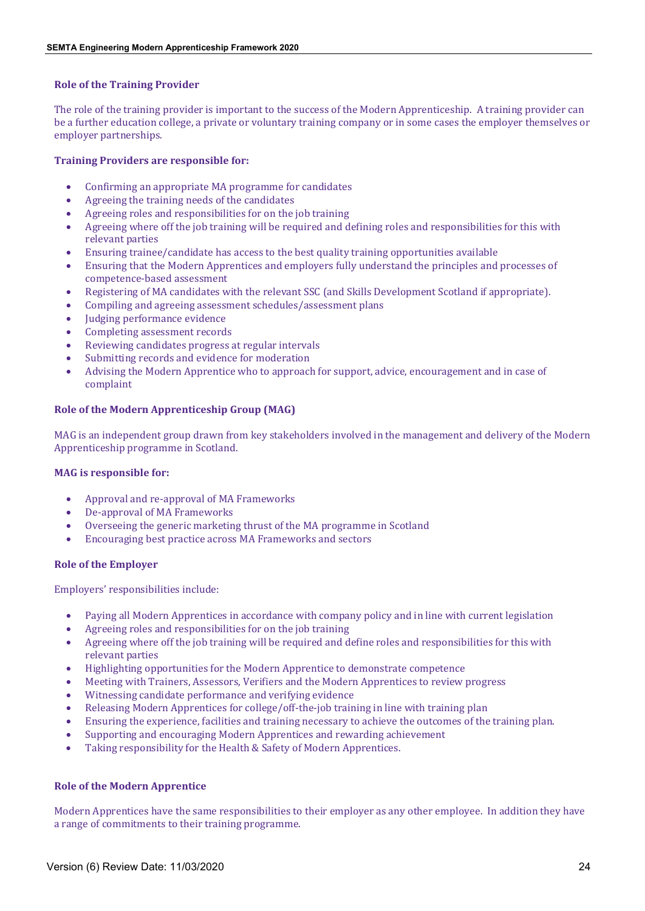### Role of the Training Provider

The role of the training provider is important to the success of the Modern Apprenticeship. A training provider can be a further education college, a private or voluntary training company or in some cases the employer themselves or employer partnerships.

**Training Providers are responsible for:**

- Confirming an appropriate MA programme for candidates
- Agreeing the training needs of the candidates
- Agreeing roles and responsibilities for on the job training
- Agreeing where off the job training will be required and defining roles and responsibilities for this with relevant parties
- Ensuring trainee/candidate has access to the best quality training opportunities available
- Ensuring that the Modern Apprentices and employers fully understand the principles and processes of competence-based assessment
- Registering of MA candidates with the relevant SSC (and Skills Development Scotland if appropriate).
- Compiling and agreeing assessment schedules/assessment plans
- Judging performance evidence
- Completing assessment records
- Reviewing candidates progress at regular intervals
- Submitting records and evidence for moderation
- Advising the Modern Apprentice who to approach for support, advice, encouragement and in case of complaint

### Role of the Modern Apprenticeship Group (MAG)

MAG is an independent group drawn from key stakeholders involved in the management and delivery of the Modern Apprenticeship programme in Scotland.

**MAG is responsible for:**

- Approval and re-approval of MA Frameworks
- De-approval of MA Frameworks
- Overseeing the generic marketing thrust of the MA programme in Scotland
- Encouraging best practice across MA Frameworks and sectors

### Role of the Employer

Employers' responsibilities include:

- Paying all Modern Apprentices in accordance with company policy and in line with current legislation
- Agreeing roles and responsibilities for on the job training
- Agreeing where off the job training will be required and define roles and responsibilities for this with relevant parties
- Highlighting opportunities for the Modern Apprentice to demonstrate competence
- Meeting with Trainers, Assessors, Verifiers and the Modern Apprentices to review progress
- Witnessing candidate performance and verifying evidence
- Releasing Modern Apprentices for college/off-the-job training in line with training plan
- Ensuring the experience, facilities and training necessary to achieve the outcomes of the training plan.
- Supporting and encouraging Modern Apprentices and rewarding achievement
- Taking responsibility for the Health & Safety of Modern Apprentices.

### Role of the Modern Apprentice

Modern Apprentices have the same responsibilities to their employer as any other employee. In addition they have a range of commitments to their training programme.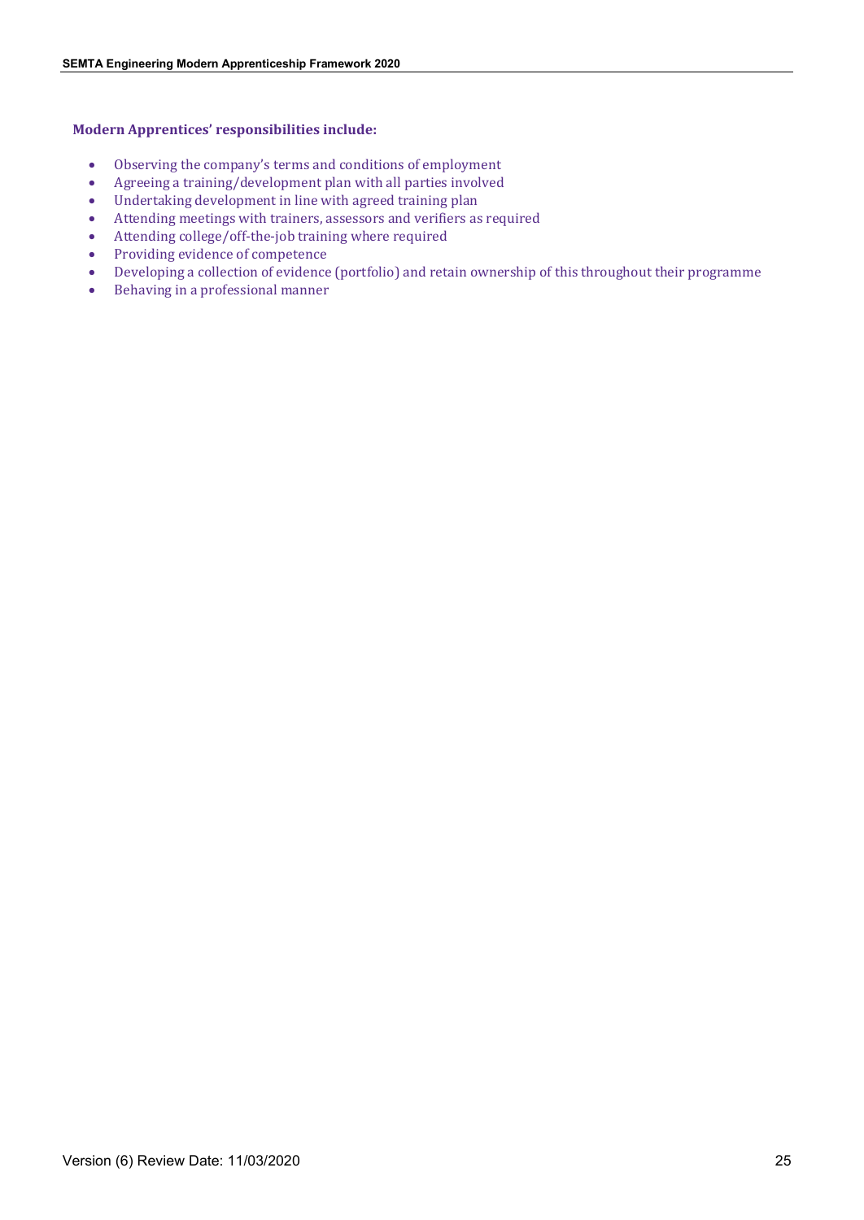**Modern Apprentices' responsibilities include:**

- Observing the company's terms and conditions of employment
- Agreeing a training/development plan with all parties involved
- Undertaking development in line with agreed training plan
- Attending meetings with trainers, assessors and verifiers as required
- Attending college/off-the-job training where required
- Providing evidence of competence
- Developing a collection of evidence (portfolio) and retain ownership of this throughout their programme
- Behaving in a professional manner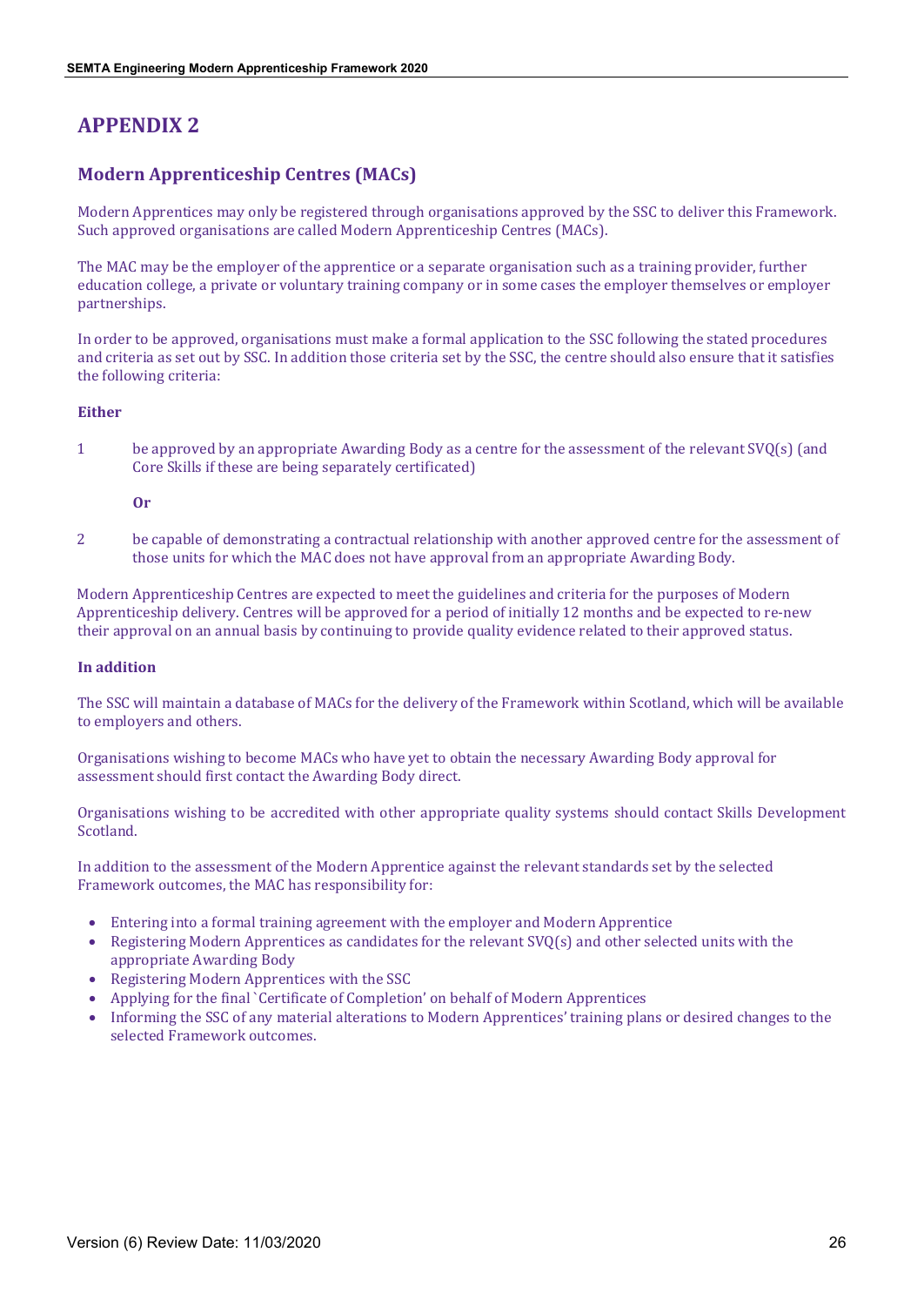# APPENDIX 2

## Modern Apprenticeship Centres (MACs)

Modern Apprentices may only be registered through organisations approved by the SSC to deliver this Framework. Such approved organisations are called Modern Apprenticeship Centres (MACs).

The MAC may be the employer of the apprentice or a separate organisation such as a training provider, further education college, a private or voluntary training company or in some cases the employer themselves or employer partnerships.

In order to be approved, organisations must make a formal application to the SSC following the stated procedures and criteria as set out by SSC. In addition those criteria set by the SSC, the centre should also ensure that it satisfies the following criteria:

**Either**

1 be approved by an appropriate Awarding Body as a centre for the assessment of the relevant SVQ(s) (and Core Skills if these are being separately certificated)

**Or**

2 be capable of demonstrating a contractual relationship with another approved centre for the assessment of those units for which the MAC does not have approval from an appropriate Awarding Body.

Modern Apprenticeship Centres are expected to meet the guidelines and criteria for the purposes of Modern Apprenticeship delivery. Centres will be approved for a period of initially 12 months and be expected to re-new their approval on an annual basis by continuing to provide quality evidence related to their approved status.

**In addition**

The SSC will maintain a database of MACs for the delivery of the Framework within Scotland, which will be available to employers and others.

Organisations wishing to become MACs who have yet to obtain the necessary Awarding Body approval for assessment should first contact the Awarding Body direct.

Organisations wishing to be accredited with other appropriate quality systems should contact Skills Development Scotland.

In addition to the assessment of the Modern Apprentice against the relevant standards set by the selected Framework outcomes, the MAC has responsibility for:

- Entering into a formal training agreement with the employer and Modern Apprentice
- Registering Modern Apprentices as candidates for the relevant SVQ(s) and other selected units with the appropriate Awarding Body
- Registering Modern Apprentices with the SSC
- Applying for the final `Certificate of Completion' on behalf of Modern Apprentices
- Informing the SSC of any material alterations to Modern Apprentices' training plans or desired changes to the selected Framework outcomes.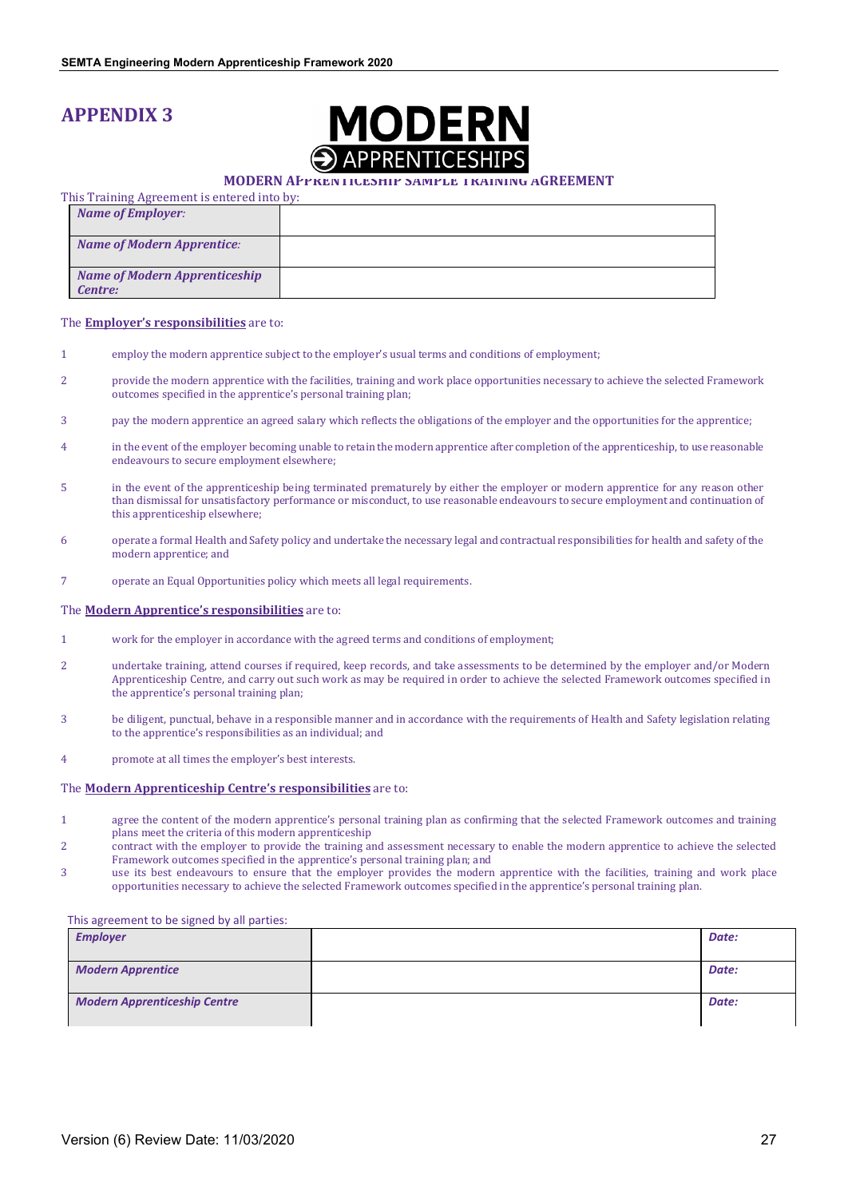# APPENDIX 3

MODERN APPRENTICESHIPS

## MODERN APPRENTICESHIP SAMPLE TRAINING AGREEMENT

This Training Agreement is entered into by:

| | |
|---|---|
| ***Name of Employer:*** | |
| ***Name of Modern Apprentice:*** | |
| ***Name of Modern Apprenticeship Centre:*** | |

The **Employer's responsibilities** are to:

1. employ the modern apprentice subject to the employer's usual terms and conditions of employment;
2. provide the modern apprentice with the facilities, training and work place opportunities necessary to achieve the selected Framework outcomes specified in the apprentice's personal training plan;
3. pay the modern apprentice an agreed salary which reflects the obligations of the employer and the opportunities for the apprentice;
4. in the event of the employer becoming unable to retain the modern apprentice after completion of the apprenticeship, to use reasonable endeavours to secure employment elsewhere;
5. in the event of the apprenticeship being terminated prematurely by either the employer or modern apprentice for any reason other than dismissal for unsatisfactory performance or misconduct, to use reasonable endeavours to secure employment and continuation of this apprenticeship elsewhere;
6. operate a formal Health and Safety policy and undertake the necessary legal and contractual responsibilities for health and safety of the modern apprentice; and
7. operate an Equal Opportunities policy which meets all legal requirements.

The **Modern Apprentice's responsibilities** are to:

1. work for the employer in accordance with the agreed terms and conditions of employment;
2. undertake training, attend courses if required, keep records, and take assessments to be determined by the employer and/or Modern Apprenticeship Centre, and carry out such work as may be required in order to achieve the selected Framework outcomes specified in the apprentice's personal training plan;
3. be diligent, punctual, behave in a responsible manner and in accordance with the requirements of Health and Safety legislation relating to the apprentice's responsibilities as an individual; and
4. promote at all times the employer's best interests.

The **Modern Apprenticeship Centre's responsibilities** are to:

1. agree the content of the modern apprentice's personal training plan as confirming that the selected Framework outcomes and training plans meet the criteria of this modern apprenticeship
2. contract with the employer to provide the training and assessment necessary to enable the modern apprentice to achieve the selected Framework outcomes specified in the apprentice's personal training plan; and
3. use its best endeavours to ensure that the employer provides the modern apprentice with the facilities, training and work place opportunities necessary to achieve the selected Framework outcomes specified in the apprentice's personal training plan.

This agreement to be signed by all parties:

| | | |
|---|---|---|
| ***Employer*** | | ***Date:*** |
| ***Modern Apprentice*** | | ***Date:*** |
| ***Modern Apprenticeship Centre*** | | ***Date:*** |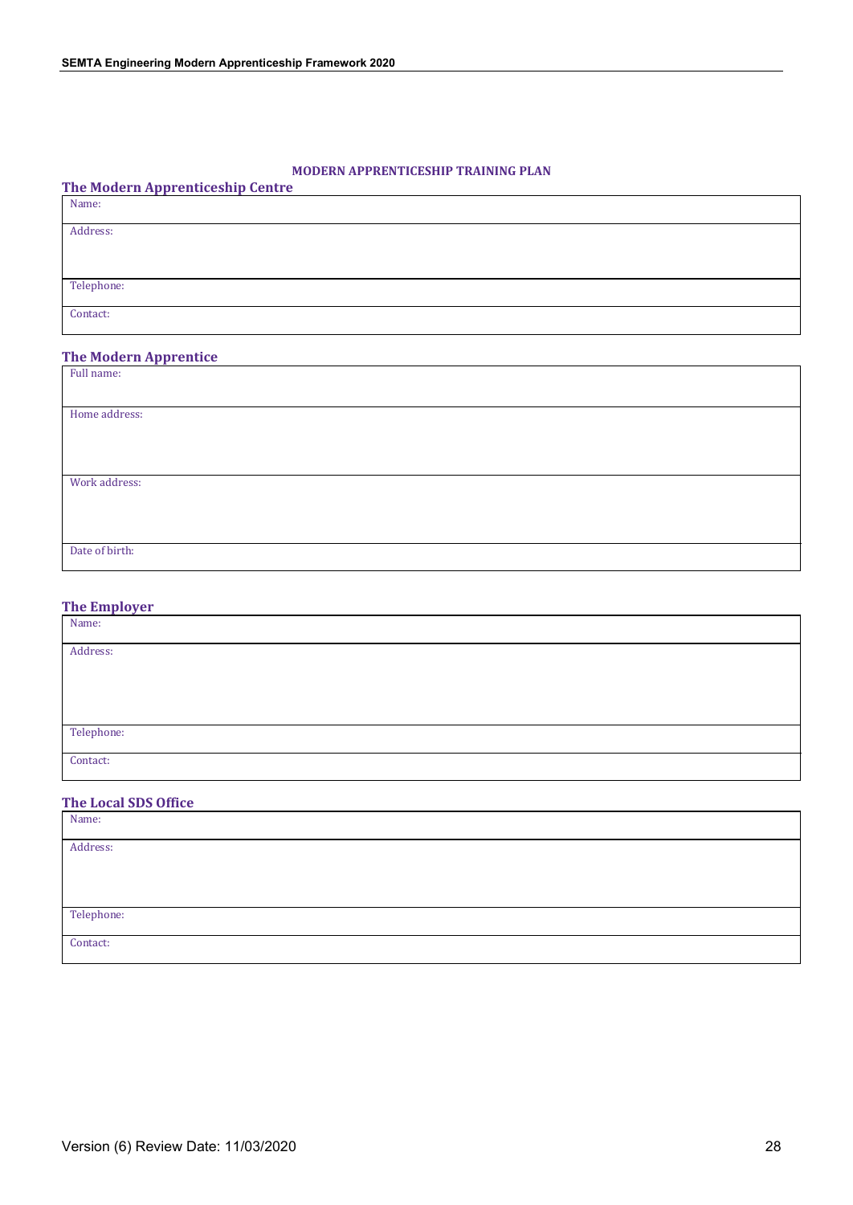**MODERN APPRENTICESHIP TRAINING PLAN**

### The Modern Apprenticeship Centre

| Name: |
|---|
| Address: |
| Telephone: |
| Contact: |

### The Modern Apprentice

| Full name: |
|---|
| Home address: |
| Work address: |
| Date of birth: |

### The Employer

| Name: |
|---|
| Address: |
| Telephone: |
| Contact: |

### The Local SDS Office

| Name: |
|---|
| Address: |
| Telephone: |
| Contact: |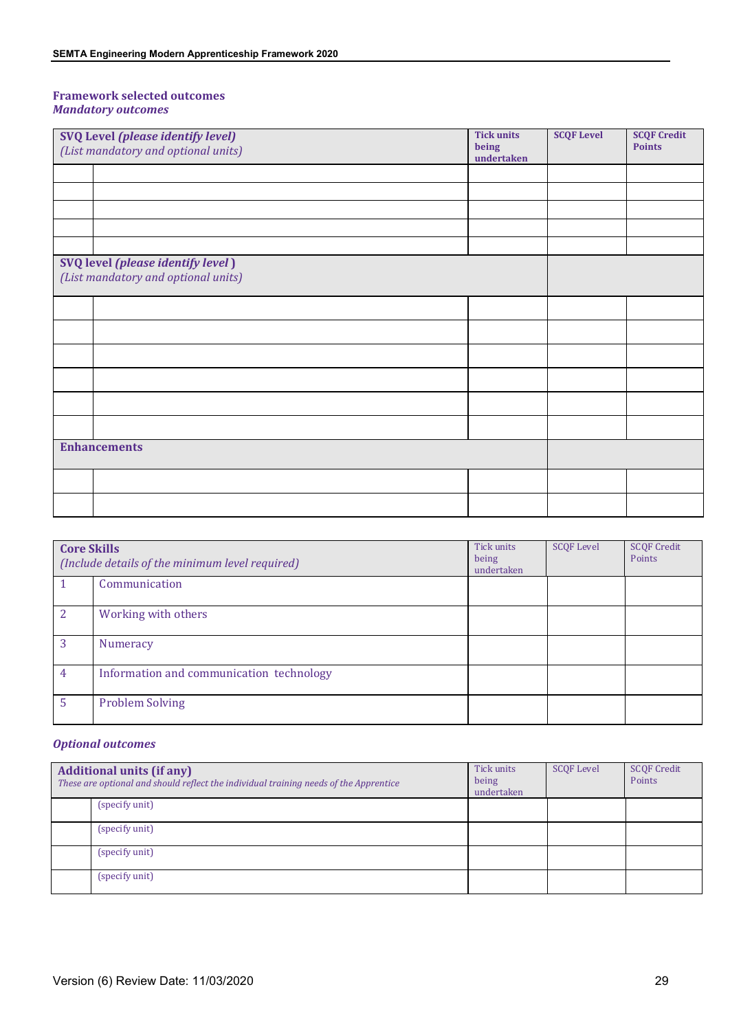**Framework selected outcomes**
***Mandatory outcomes***

| **SVQ Level *(please identify level)*** *(List mandatory and optional units)* | | **Tick units being undertaken** | **SCQF Level** | **SCQF Credit Points** |
|---|---|---|---|---|
| | | | | |
| | | | | |
| | | | | |
| | | | | |
| | | | | |
| **SVQ level *(please identify level )*** *(List mandatory and optional units)* | | | | |
| | | | | |
| | | | | |
| | | | | |
| | | | | |
| | | | | |
| | | | | |
| **Enhancements** | | | | |
| | | | | |
| | | | | |

| **Core Skills** *(Include details of the minimum level required)* | | Tick units being undertaken | SCQF Level | SCQF Credit Points |
|---|---|---|---|---|
| 1 | Communication | | | |
| 2 | Working with others | | | |
| 3 | Numeracy | | | |
| 4 | Information and communication technology | | | |
| 5 | Problem Solving | | | |

***Optional outcomes***

| **Additional units (if any)** *These are optional and should reflect the individual training needs of the Apprentice* | | Tick units being undertaken | SCQF Level | SCQF Credit Points |
|---|---|---|---|---|
| | (specify unit) | | | |
| | (specify unit) | | | |
| | (specify unit) | | | |
| | (specify unit) | | | |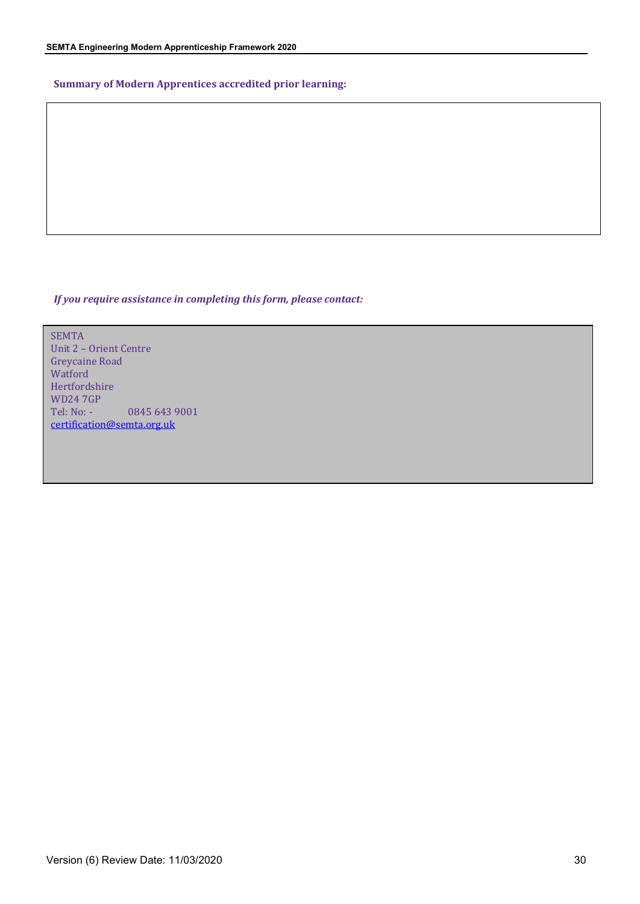**Summary of Modern Apprentices accredited prior learning:**

| |
|---|
| |

***If you require assistance in completing this form, please contact:***

SEMTA
Unit 2 – Orient Centre
Greycaine Road
Watford
Hertfordshire
WD24 7GP
Tel: No: - 0845 643 9001
certification@semta.org.uk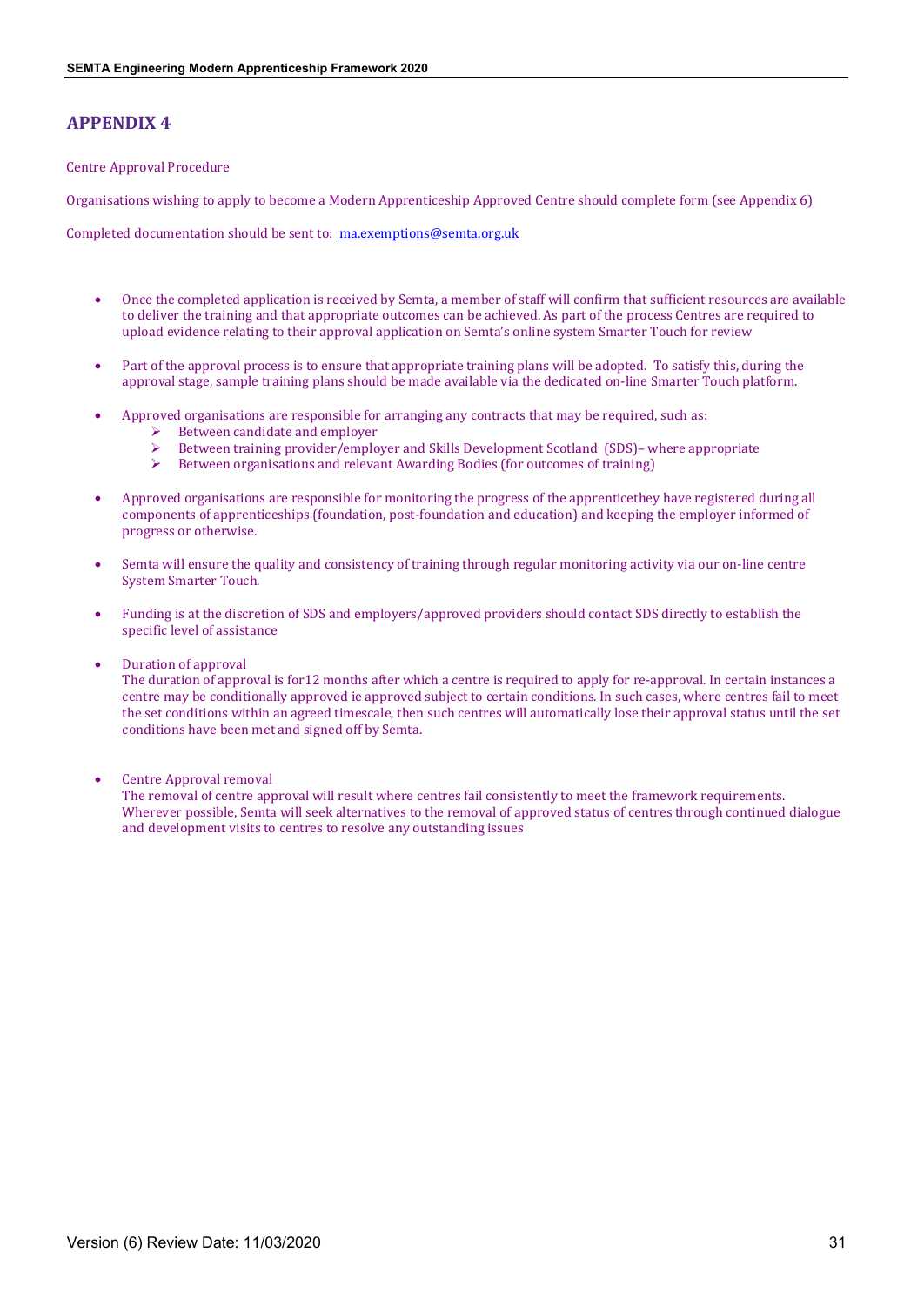## APPENDIX 4

Centre Approval Procedure

Organisations wishing to apply to become a Modern Apprenticeship Approved Centre should complete form (see Appendix 6)

Completed documentation should be sent to: ma.exemptions@semta.org.uk

- Once the completed application is received by Semta, a member of staff will confirm that sufficient resources are available to deliver the training and that appropriate outcomes can be achieved. As part of the process Centres are required to upload evidence relating to their approval application on Semta's online system Smarter Touch for review

- Part of the approval process is to ensure that appropriate training plans will be adopted. To satisfy this, during the approval stage, sample training plans should be made available via the dedicated on-line Smarter Touch platform.

- Approved organisations are responsible for arranging any contracts that may be required, such as:
    - Between candidate and employer
    - Between training provider/employer and Skills Development Scotland (SDS)– where appropriate
    - Between organisations and relevant Awarding Bodies (for outcomes of training)

- Approved organisations are responsible for monitoring the progress of the apprenticethey have registered during all components of apprenticeships (foundation, post-foundation and education) and keeping the employer informed of progress or otherwise.

- Semta will ensure the quality and consistency of training through regular monitoring activity via our on-line centre System Smarter Touch.

- Funding is at the discretion of SDS and employers/approved providers should contact SDS directly to establish the specific level of assistance

- Duration of approval
  The duration of approval is for12 months after which a centre is required to apply for re-approval. In certain instances a centre may be conditionally approved ie approved subject to certain conditions. In such cases, where centres fail to meet the set conditions within an agreed timescale, then such centres will automatically lose their approval status until the set conditions have been met and signed off by Semta.

- Centre Approval removal
  The removal of centre approval will result where centres fail consistently to meet the framework requirements. Wherever possible, Semta will seek alternatives to the removal of approved status of centres through continued dialogue and development visits to centres to resolve any outstanding issues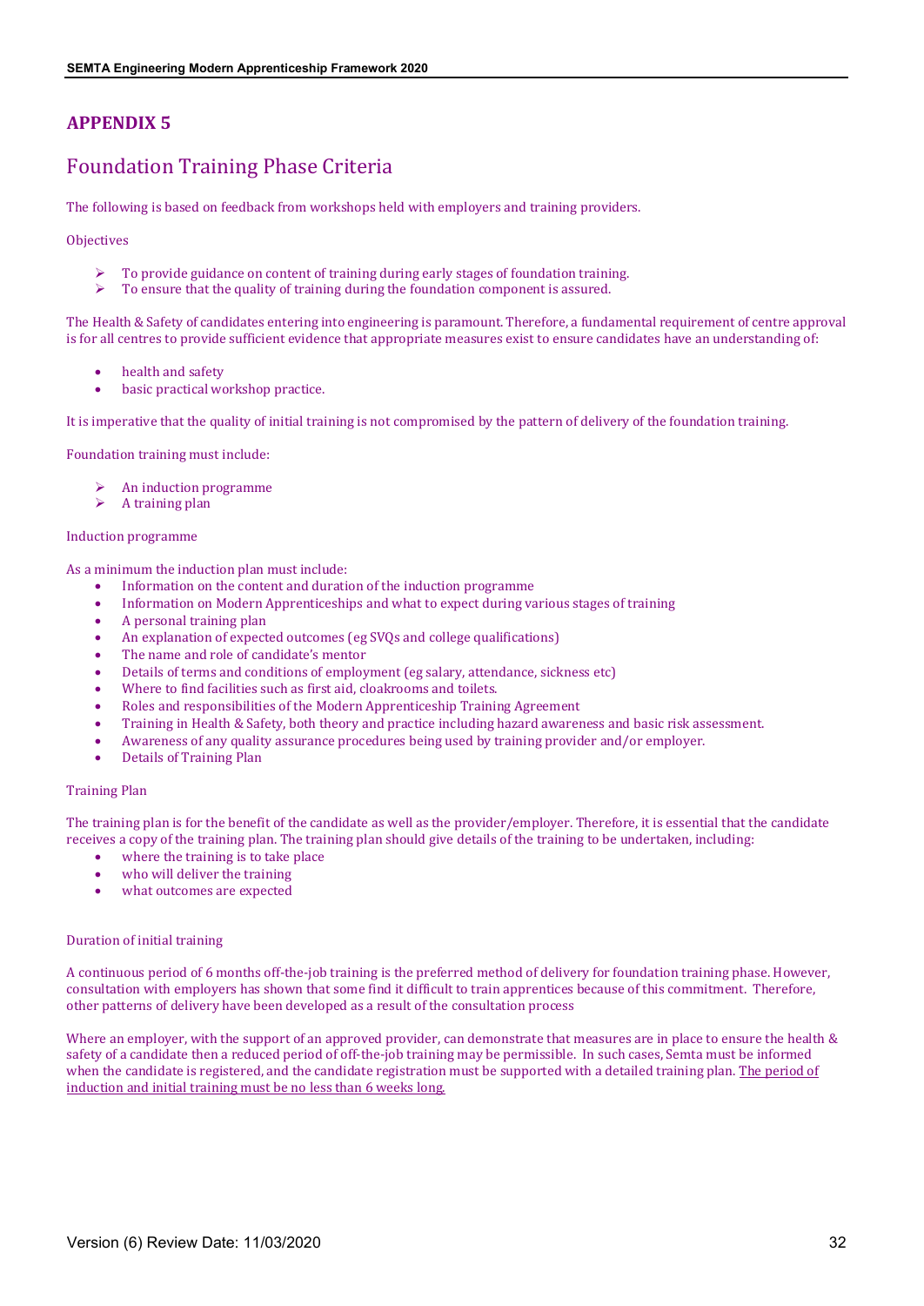## APPENDIX 5

## Foundation Training Phase Criteria

The following is based on feedback from workshops held with employers and training providers.

Objectives

- To provide guidance on content of training during early stages of foundation training.
- To ensure that the quality of training during the foundation component is assured.

The Health & Safety of candidates entering into engineering is paramount. Therefore, a fundamental requirement of centre approval is for all centres to provide sufficient evidence that appropriate measures exist to ensure candidates have an understanding of:

- health and safety
- basic practical workshop practice.

It is imperative that the quality of initial training is not compromised by the pattern of delivery of the foundation training.

Foundation training must include:

- An induction programme
- A training plan

Induction programme

As a minimum the induction plan must include:

- Information on the content and duration of the induction programme
- Information on Modern Apprenticeships and what to expect during various stages of training
- A personal training plan
- An explanation of expected outcomes (eg SVQs and college qualifications)
- The name and role of candidate's mentor
- Details of terms and conditions of employment (eg salary, attendance, sickness etc)
- Where to find facilities such as first aid, cloakrooms and toilets.
- Roles and responsibilities of the Modern Apprenticeship Training Agreement
- Training in Health & Safety, both theory and practice including hazard awareness and basic risk assessment.
- Awareness of any quality assurance procedures being used by training provider and/or employer.
- Details of Training Plan

Training Plan

The training plan is for the benefit of the candidate as well as the provider/employer. Therefore, it is essential that the candidate receives a copy of the training plan. The training plan should give details of the training to be undertaken, including:

- where the training is to take place
- who will deliver the training
- what outcomes are expected

Duration of initial training

A continuous period of 6 months off-the-job training is the preferred method of delivery for foundation training phase. However, consultation with employers has shown that some find it difficult to train apprentices because of this commitment. Therefore, other patterns of delivery have been developed as a result of the consultation process

Where an employer, with the support of an approved provider, can demonstrate that measures are in place to ensure the health & safety of a candidate then a reduced period of off-the-job training may be permissible. In such cases, Semta must be informed when the candidate is registered, and the candidate registration must be supported with a detailed training plan. <u>The period of induction and initial training must be no less than 6 weeks long.</u>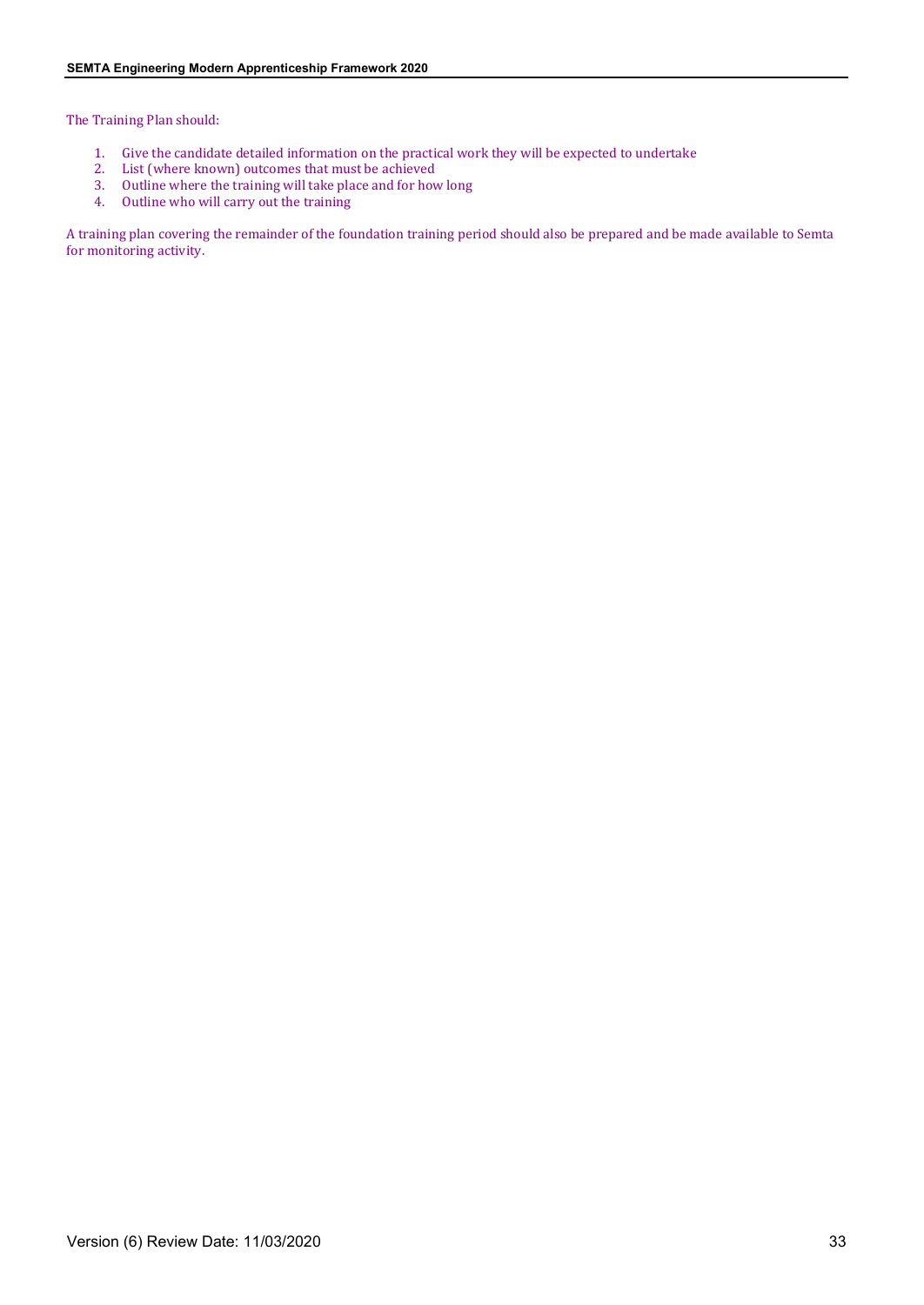The Training Plan should:

1. Give the candidate detailed information on the practical work they will be expected to undertake
2. List (where known) outcomes that must be achieved
3. Outline where the training will take place and for how long
4. Outline who will carry out the training

A training plan covering the remainder of the foundation training period should also be prepared and be made available to Semta for monitoring activity.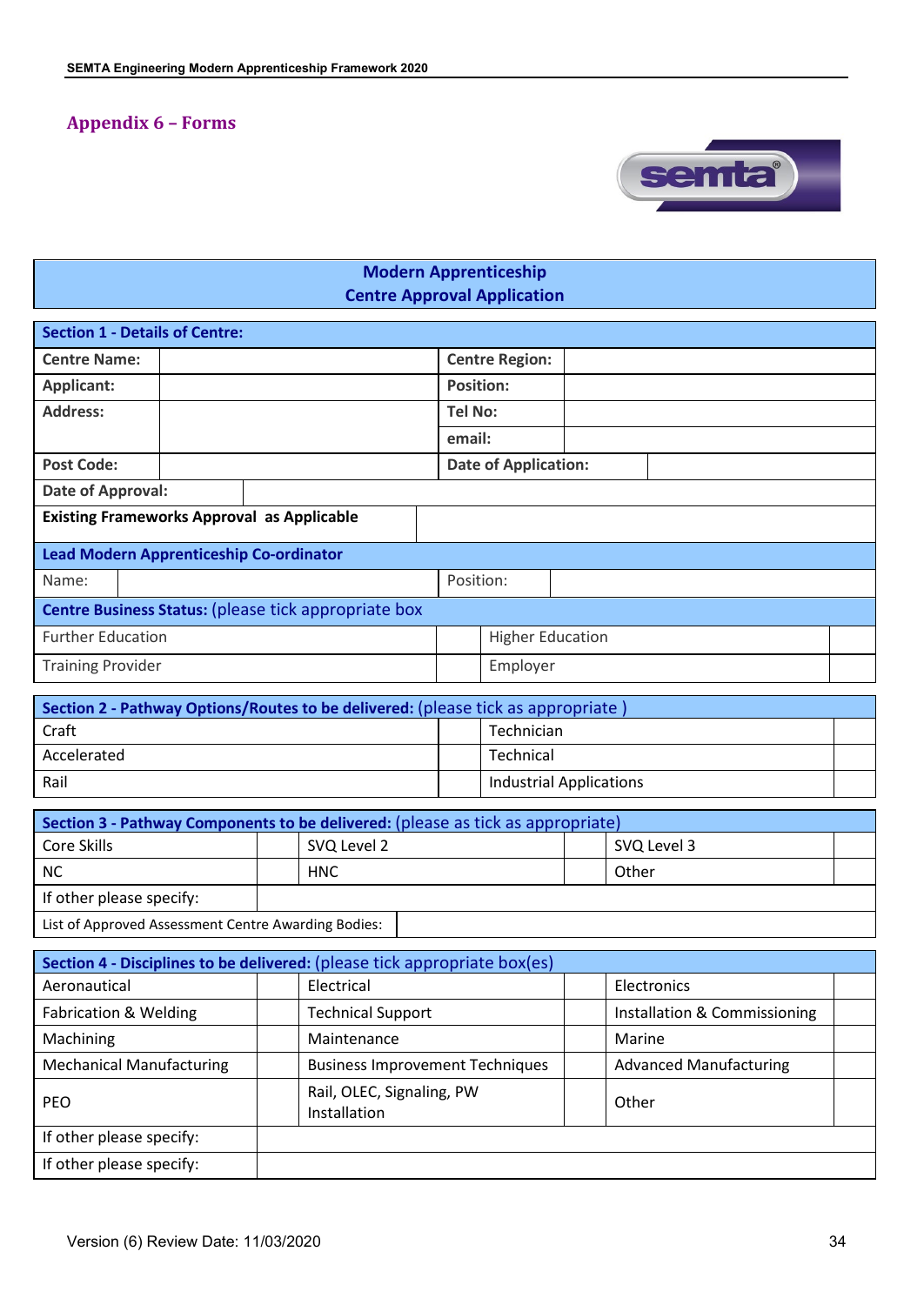## Appendix 6 – Forms

### Modern Apprenticeship Centre Approval Application

| **Section 1 - Details of Centre:** | | | |
|---|---|---|---|
| **Centre Name:** | | **Centre Region:** | |
| **Applicant:** | | **Position:** | |
| **Address:** | | **Tel No:** | |
| | | **email:** | |
| **Post Code:** | | **Date of Application:** | |
| **Date of Approval:** | | | |
| **Existing Frameworks Approval as Applicable** | | | |

| **Lead Modern Apprenticeship Co-ordinator** | | | |
|---|---|---|---|
| Name: | | Position: | |

| **Centre Business Status:** (please tick appropriate box | | | |
|---|---|---|---|
| Further Education | | Higher Education | |
| Training Provider | | Employer | |

| **Section 2 - Pathway Options/Routes to be delivered:** (please tick as appropriate ) | | | |
|---|---|---|---|
| Craft | | Technician | |
| Accelerated | | Technical | |
| Rail | | Industrial Applications | |

| **Section 3 - Pathway Components to be delivered:** (please as tick as appropriate) | | | | | |
|---|---|---|---|---|---|
| Core Skills | | SVQ Level 2 | | SVQ Level 3 | |
| NC | | HNC | | Other | |
| If other please specify: | | | | | |
| List of Approved Assessment Centre Awarding Bodies: | | | | | |

| **Section 4 - Disciplines to be delivered:** (please tick appropriate box(es) | | | | | |
|---|---|---|---|---|---|
| Aeronautical | | Electrical | | Electronics | |
| Fabrication & Welding | | Technical Support | | Installation & Commissioning | |
| Machining | | Maintenance | | Marine | |
| Mechanical Manufacturing | | Business Improvement Techniques | | Advanced Manufacturing | |
| PEO | | Rail, OLEC, Signaling, PW Installation | | Other | |
| If other please specify: | | | | | |
| If other please specify: | | | | | |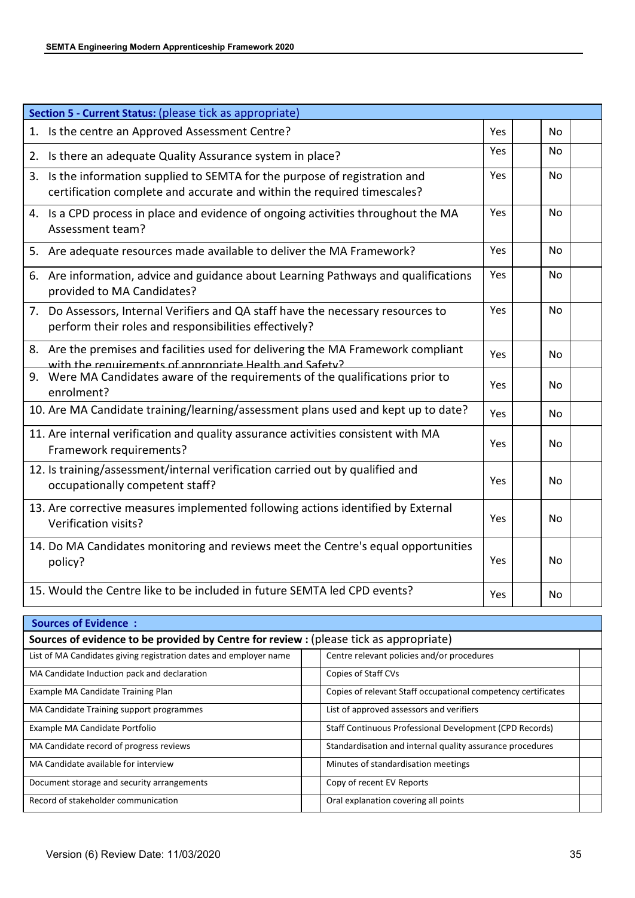| Section 5 - Current Status: (please tick as appropriate) | | | | |
|---|---|---|---|---|
| 1. Is the centre an Approved Assessment Centre? | Yes | | No | |
| 2. Is there an adequate Quality Assurance system in place? | Yes | | No | |
| 3. Is the information supplied to SEMTA for the purpose of registration and certification complete and accurate and within the required timescales? | Yes | | No | |
| 4. Is a CPD process in place and evidence of ongoing activities throughout the MA Assessment team? | Yes | | No | |
| 5. Are adequate resources made available to deliver the MA Framework? | Yes | | No | |
| 6. Are information, advice and guidance about Learning Pathways and qualifications provided to MA Candidates? | Yes | | No | |
| 7. Do Assessors, Internal Verifiers and QA staff have the necessary resources to perform their roles and responsibilities effectively? | Yes | | No | |
| 8. Are the premises and facilities used for delivering the MA Framework compliant with the requirements of appropriate Health and Safety? | Yes | | No | |
| 9. Were MA Candidates aware of the requirements of the qualifications prior to enrolment? | Yes | | No | |
| 10. Are MA Candidate training/learning/assessment plans used and kept up to date? | Yes | | No | |
| 11. Are internal verification and quality assurance activities consistent with MA Framework requirements? | Yes | | No | |
| 12. Is training/assessment/internal verification carried out by qualified and occupationally competent staff? | Yes | | No | |
| 13. Are corrective measures implemented following actions identified by External Verification visits? | Yes | | No | |
| 14. Do MA Candidates monitoring and reviews meet the Centre's equal opportunities policy? | Yes | | No | |
| 15. Would the Centre like to be included in future SEMTA led CPD events? | Yes | | No | |

| Sources of Evidence : | | | |
|---|---|---|---|
| Sources of evidence to be provided by Centre for review : (please tick as appropriate) | | | |
| List of MA Candidates giving registration dates and employer name | | Centre relevant policies and/or procedures | |
| MA Candidate Induction pack and declaration | | Copies of Staff CVs | |
| Example MA Candidate Training Plan | | Copies of relevant Staff occupational competency certificates | |
| MA Candidate Training support programmes | | List of approved assessors and verifiers | |
| Example MA Candidate Portfolio | | Staff Continuous Professional Development (CPD Records) | |
| MA Candidate record of progress reviews | | Standardisation and internal quality assurance procedures | |
| MA Candidate available for interview | | Minutes of standardisation meetings | |
| Document storage and security arrangements | | Copy of recent EV Reports | |
| Record of stakeholder communication | | Oral explanation covering all points | |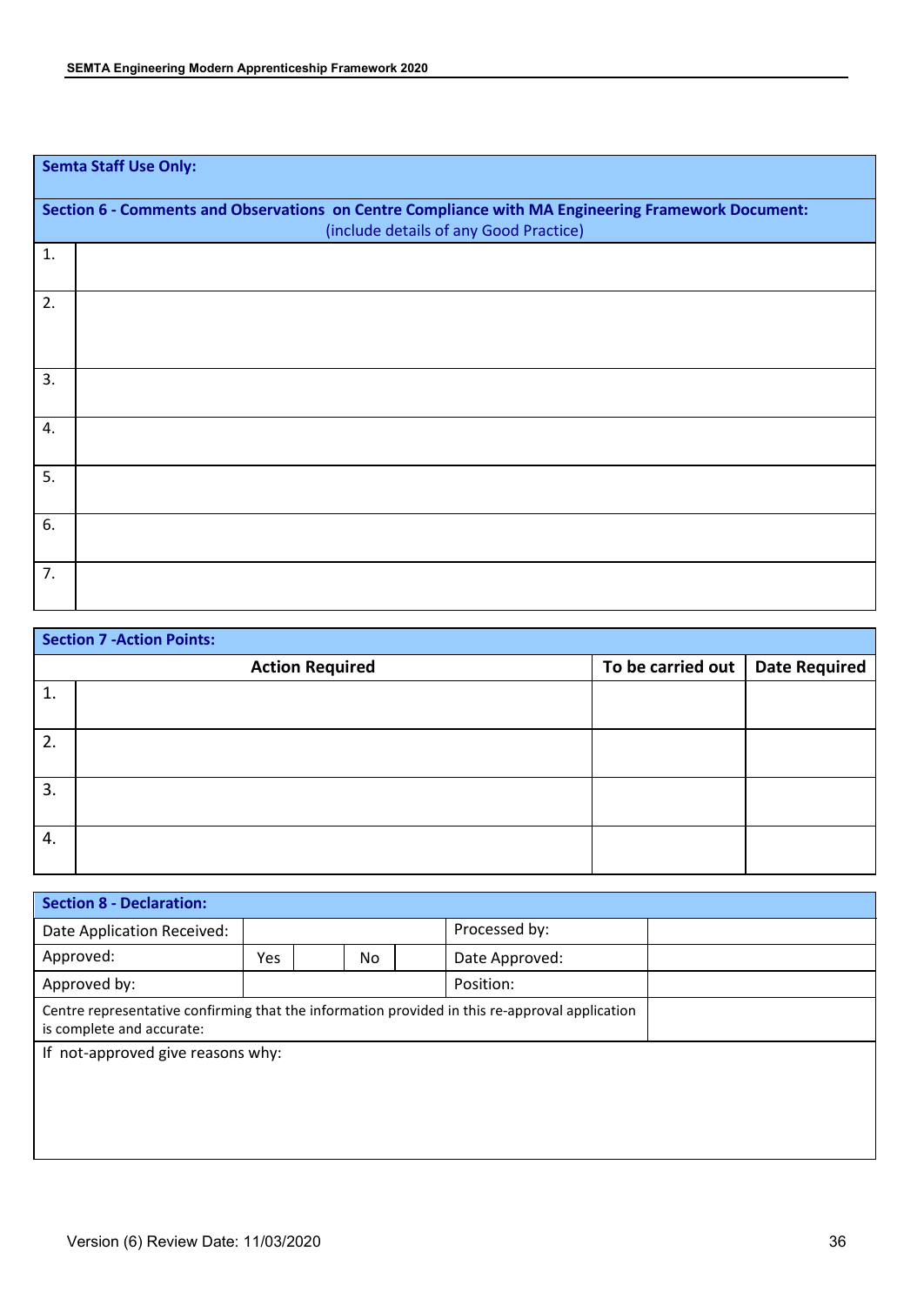| **Semta Staff Use Only:** | |
|---|---|
| **Section 6 - Comments and Observations on Centre Compliance with MA Engineering Framework Document:** (include details of any Good Practice) | |
| 1. | |
| 2. | |
| 3. | |
| 4. | |
| 5. | |
| 6. | |
| 7. | |

| **Section 7 -Action Points:** | | | |
|---|---|---|---|
| | **Action Required** | **To be carried out** | **Date Required** |
| 1. | | | |
| 2. | | | |
| 3. | | | |
| 4. | | | |

| **Section 8 - Declaration:** | | | | | | |
|---|---|---|---|---|---|---|
| Date Application Received: | | | | | Processed by: | |
| Approved: | Yes | | No | | Date Approved: | |
| Approved by: | | | | | Position: | |
| Centre representative confirming that the information provided in this re-approval application is complete and accurate: | | | | | | |
| If not-approved give reasons why: | | | | | | |